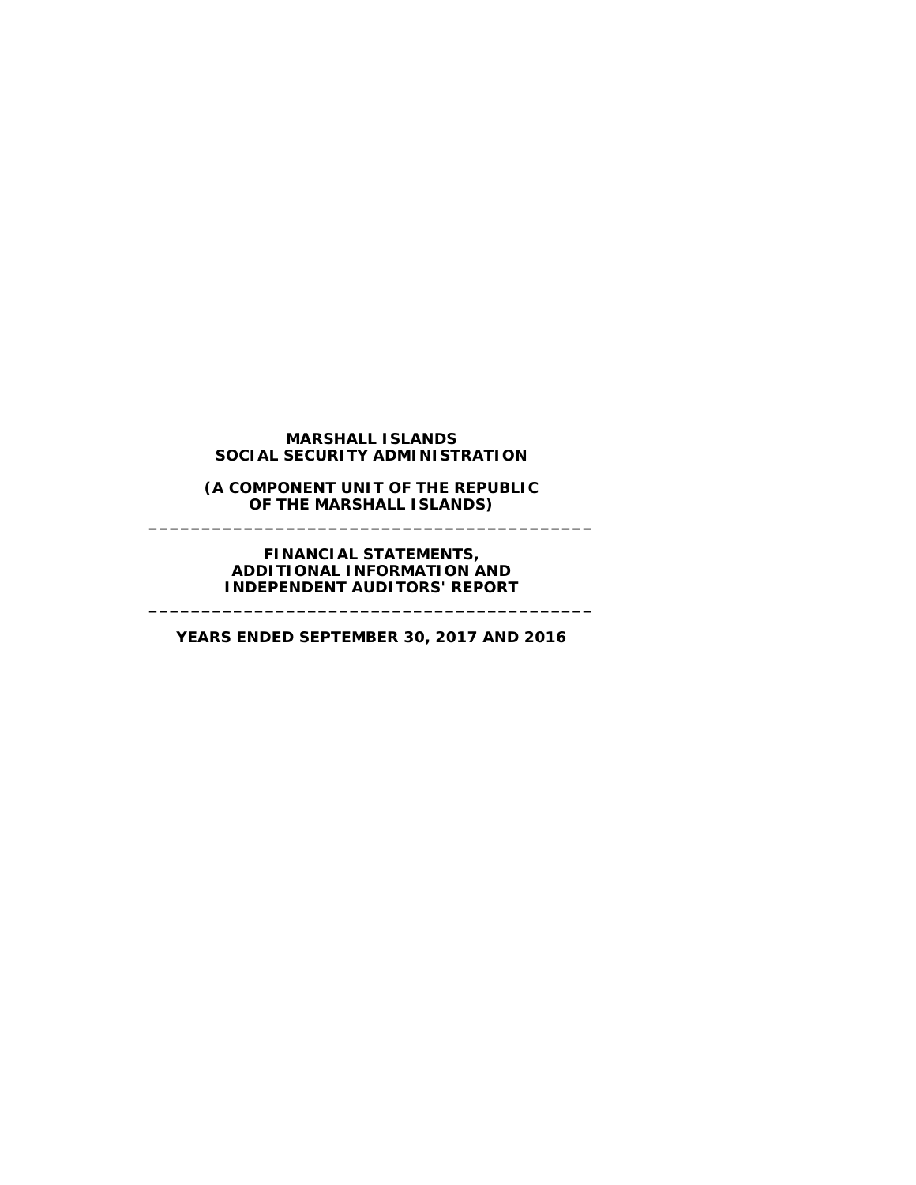# MARSHALL ISLANDS SOCIAL SECURITY ADMINISTRATION

**(A COMPONENT UNIT OF THE REPUBLIC OF THE MARSHALL ISLANDS)**

---

**FINANCIAL STATEMENTS, ADDITIONAL INFORMATION AND INDEPENDENT AUDITORS' REPORT**

---

**YEARS ENDED SEPTEMBER 30, 2017 AND 2016**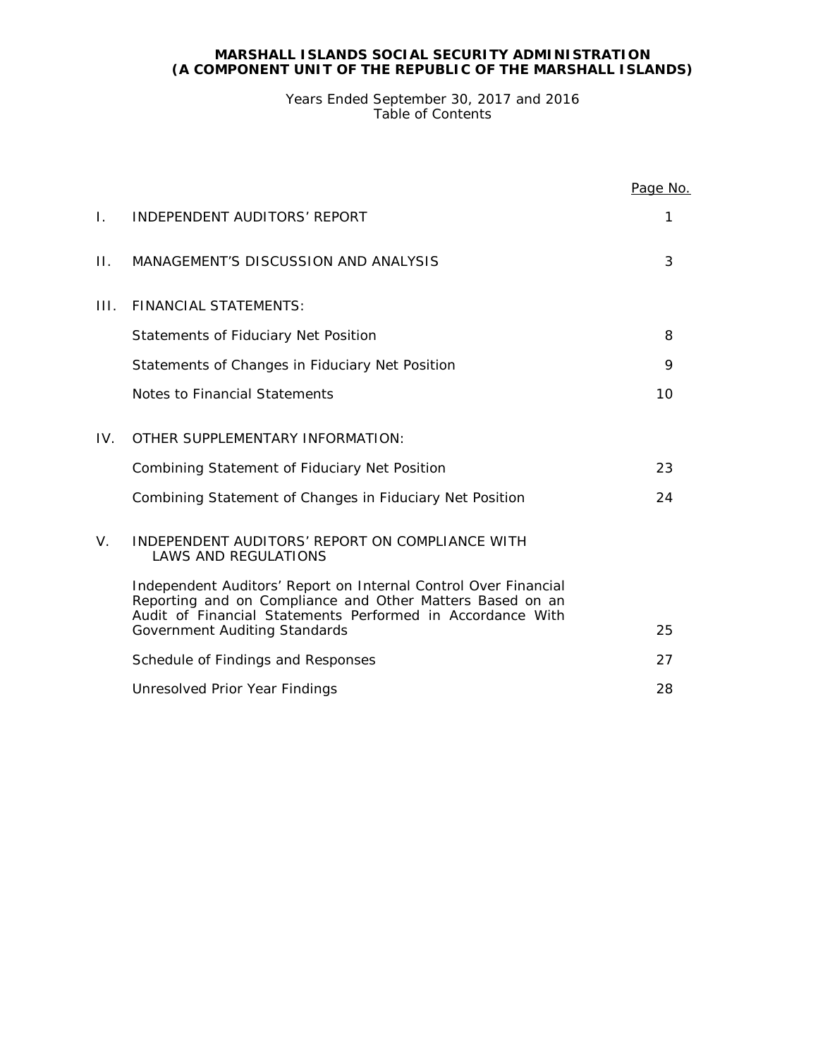# MARSHALL ISLANDS SOCIAL SECURITY ADMINISTRATION
# (A COMPONENT UNIT OF THE REPUBLIC OF THE MARSHALL ISLANDS)

Years Ended September 30, 2017 and 2016
Table of Contents

| | | Page No. |
|---|---|---|
| I. | INDEPENDENT AUDITORS' REPORT | 1 |
| II. | MANAGEMENT'S DISCUSSION AND ANALYSIS | 3 |
| III. | FINANCIAL STATEMENTS: | |
| | Statements of Fiduciary Net Position | 8 |
| | Statements of Changes in Fiduciary Net Position | 9 |
| | Notes to Financial Statements | 10 |
| IV. | OTHER SUPPLEMENTARY INFORMATION: | |
| | Combining Statement of Fiduciary Net Position | 23 |
| | Combining Statement of Changes in Fiduciary Net Position | 24 |
| V. | INDEPENDENT AUDITORS' REPORT ON COMPLIANCE WITH LAWS AND REGULATIONS | |
| | Independent Auditors' Report on Internal Control Over Financial Reporting and on Compliance and Other Matters Based on an Audit of Financial Statements Performed in Accordance With Government Auditing Standards | 25 |
| | Schedule of Findings and Responses | 27 |
| | Unresolved Prior Year Findings | 28 |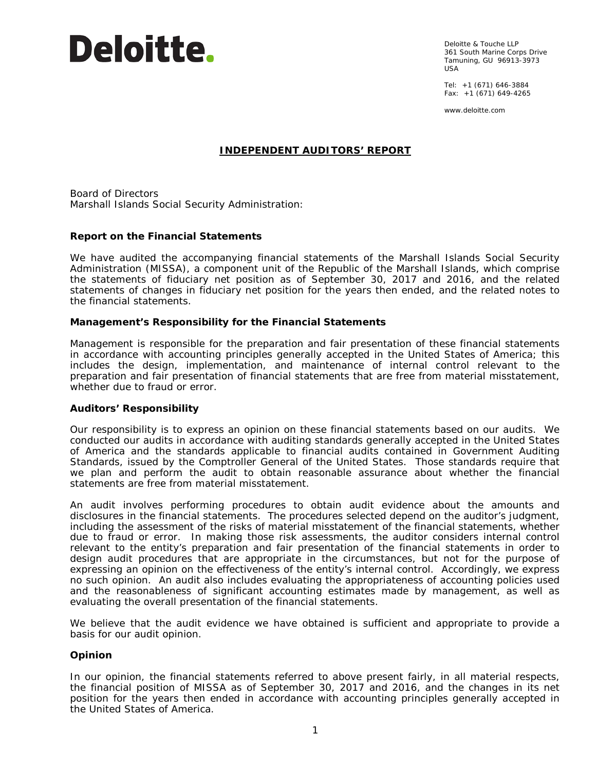Deloitte.

Deloitte & Touche LLP
361 South Marine Corps Drive
Tamuning, GU 96913-3973
USA

Tel: +1 (671) 646-3884
Fax: +1 (671) 649-4265

www.deloitte.com

# INDEPENDENT AUDITORS' REPORT

Board of Directors
Marshall Islands Social Security Administration:

## Report on the Financial Statements

We have audited the accompanying financial statements of the Marshall Islands Social Security Administration (MISSA), a component unit of the Republic of the Marshall Islands, which comprise the statements of fiduciary net position as of September 30, 2017 and 2016, and the related statements of changes in fiduciary net position for the years then ended, and the related notes to the financial statements.

## Management's Responsibility for the Financial Statements

Management is responsible for the preparation and fair presentation of these financial statements in accordance with accounting principles generally accepted in the United States of America; this includes the design, implementation, and maintenance of internal control relevant to the preparation and fair presentation of financial statements that are free from material misstatement, whether due to fraud or error.

## Auditors' Responsibility

Our responsibility is to express an opinion on these financial statements based on our audits. We conducted our audits in accordance with auditing standards generally accepted in the United States of America and the standards applicable to financial audits contained in Government Auditing Standards, issued by the Comptroller General of the United States. Those standards require that we plan and perform the audit to obtain reasonable assurance about whether the financial statements are free from material misstatement.

An audit involves performing procedures to obtain audit evidence about the amounts and disclosures in the financial statements. The procedures selected depend on the auditor's judgment, including the assessment of the risks of material misstatement of the financial statements, whether due to fraud or error. In making those risk assessments, the auditor considers internal control relevant to the entity's preparation and fair presentation of the financial statements in order to design audit procedures that are appropriate in the circumstances, but not for the purpose of expressing an opinion on the effectiveness of the entity's internal control. Accordingly, we express no such opinion. An audit also includes evaluating the appropriateness of accounting policies used and the reasonableness of significant accounting estimates made by management, as well as evaluating the overall presentation of the financial statements.

We believe that the audit evidence we have obtained is sufficient and appropriate to provide a basis for our audit opinion.

## Opinion

In our opinion, the financial statements referred to above present fairly, in all material respects, the financial position of MISSA as of September 30, 2017 and 2016, and the changes in its net position for the years then ended in accordance with accounting principles generally accepted in the United States of America.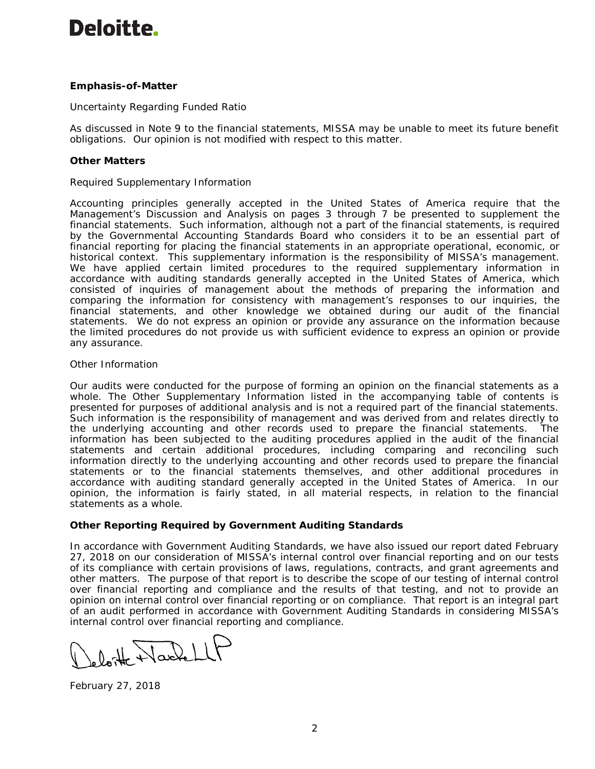**Emphasis-of-Matter**

Uncertainty Regarding Funded Ratio

As discussed in Note 9 to the financial statements, MISSA may be unable to meet its future benefit obligations. Our opinion is not modified with respect to this matter.

**Other Matters**

Required Supplementary Information

Accounting principles generally accepted in the United States of America require that the Management's Discussion and Analysis on pages 3 through 7 be presented to supplement the financial statements. Such information, although not a part of the financial statements, is required by the Governmental Accounting Standards Board who considers it to be an essential part of financial reporting for placing the financial statements in an appropriate operational, economic, or historical context. This supplementary information is the responsibility of MISSA's management. We have applied certain limited procedures to the required supplementary information in accordance with auditing standards generally accepted in the United States of America, which consisted of inquiries of management about the methods of preparing the information and comparing the information for consistency with management's responses to our inquiries, the financial statements, and other knowledge we obtained during our audit of the financial statements. We do not express an opinion or provide any assurance on the information because the limited procedures do not provide us with sufficient evidence to express an opinion or provide any assurance.

Other Information

Our audits were conducted for the purpose of forming an opinion on the financial statements as a whole. The Other Supplementary Information listed in the accompanying table of contents is presented for purposes of additional analysis and is not a required part of the financial statements. Such information is the responsibility of management and was derived from and relates directly to the underlying accounting and other records used to prepare the financial statements. The information has been subjected to the auditing procedures applied in the audit of the financial statements and certain additional procedures, including comparing and reconciling such information directly to the underlying accounting and other records used to prepare the financial statements or to the financial statements themselves, and other additional procedures in accordance with auditing standard generally accepted in the United States of America. In our opinion, the information is fairly stated, in all material respects, in relation to the financial statements as a whole.

**Other Reporting Required by Government Auditing Standards**

In accordance with Government Auditing Standards, we have also issued our report dated February 27, 2018 on our consideration of MISSA's internal control over financial reporting and on our tests of its compliance with certain provisions of laws, regulations, contracts, and grant agreements and other matters. The purpose of that report is to describe the scope of our testing of internal control over financial reporting and compliance and the results of that testing, and not to provide an opinion on internal control over financial reporting or on compliance. That report is an integral part of an audit performed in accordance with Government Auditing Standards in considering MISSA's internal control over financial reporting and compliance.

Deloitte & Touche LLP

February 27, 2018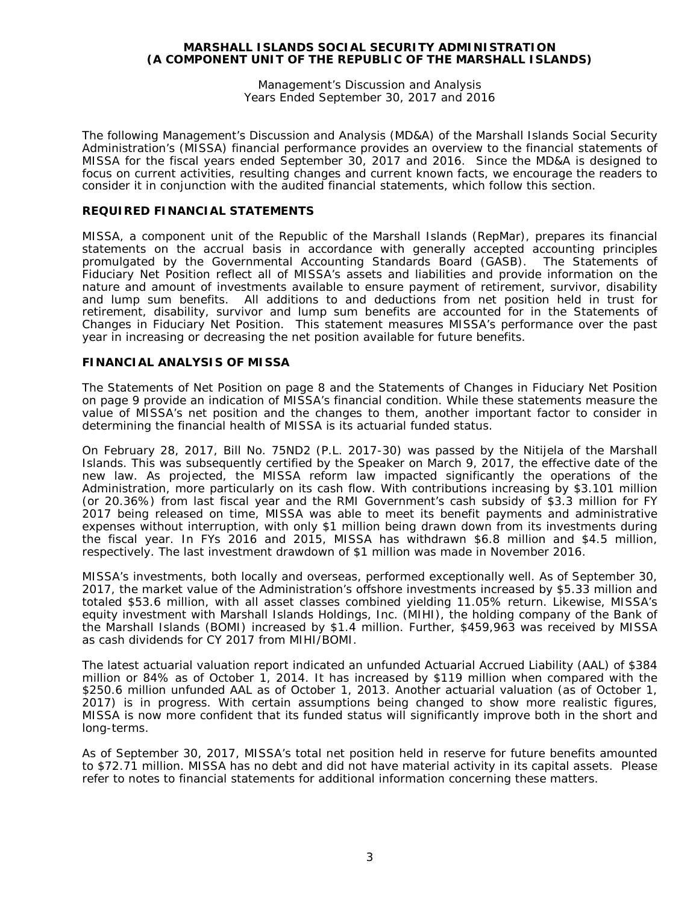# MARSHALL ISLANDS SOCIAL SECURITY ADMINISTRATION
# (A COMPONENT UNIT OF THE REPUBLIC OF THE MARSHALL ISLANDS)

Management's Discussion and Analysis
Years Ended September 30, 2017 and 2016

The following Management's Discussion and Analysis (MD&A) of the Marshall Islands Social Security Administration's (MISSA) financial performance provides an overview to the financial statements of MISSA for the fiscal years ended September 30, 2017 and 2016. Since the MD&A is designed to focus on current activities, resulting changes and current known facts, we encourage the readers to consider it in conjunction with the audited financial statements, which follow this section.

## REQUIRED FINANCIAL STATEMENTS

MISSA, a component unit of the Republic of the Marshall Islands (RepMar), prepares its financial statements on the accrual basis in accordance with generally accepted accounting principles promulgated by the Governmental Accounting Standards Board (GASB). The Statements of Fiduciary Net Position reflect all of MISSA's assets and liabilities and provide information on the nature and amount of investments available to ensure payment of retirement, survivor, disability and lump sum benefits. All additions to and deductions from net position held in trust for retirement, disability, survivor and lump sum benefits are accounted for in the Statements of Changes in Fiduciary Net Position. This statement measures MISSA's performance over the past year in increasing or decreasing the net position available for future benefits.

## FINANCIAL ANALYSIS OF MISSA

The Statements of Net Position on page 8 and the Statements of Changes in Fiduciary Net Position on page 9 provide an indication of MISSA's financial condition. While these statements measure the value of MISSA's net position and the changes to them, another important factor to consider in determining the financial health of MISSA is its actuarial funded status.

On February 28, 2017, Bill No. 75ND2 (P.L. 2017-30) was passed by the Nitijela of the Marshall Islands. This was subsequently certified by the Speaker on March 9, 2017, the effective date of the new law. As projected, the MISSA reform law impacted significantly the operations of the Administration, more particularly on its cash flow. With contributions increasing by $3.101 million (or 20.36%) from last fiscal year and the RMI Government's cash subsidy of $3.3 million for FY 2017 being released on time, MISSA was able to meet its benefit payments and administrative expenses without interruption, with only $1 million being drawn down from its investments during the fiscal year. In FYs 2016 and 2015, MISSA has withdrawn $6.8 million and $4.5 million, respectively. The last investment drawdown of $1 million was made in November 2016.

MISSA's investments, both locally and overseas, performed exceptionally well. As of September 30, 2017, the market value of the Administration's offshore investments increased by $5.33 million and totaled $53.6 million, with all asset classes combined yielding 11.05% return. Likewise, MISSA's equity investment with Marshall Islands Holdings, Inc. (MIHI), the holding company of the Bank of the Marshall Islands (BOMI) increased by $1.4 million. Further, $459,963 was received by MISSA as cash dividends for CY 2017 from MIHI/BOMI.

The latest actuarial valuation report indicated an unfunded Actuarial Accrued Liability (AAL) of $384 million or 84% as of October 1, 2014. It has increased by $119 million when compared with the $250.6 million unfunded AAL as of October 1, 2013. Another actuarial valuation (as of October 1, 2017) is in progress. With certain assumptions being changed to show more realistic figures, MISSA is now more confident that its funded status will significantly improve both in the short and long-terms.

As of September 30, 2017, MISSA's total net position held in reserve for future benefits amounted to $72.71 million. MISSA has no debt and did not have material activity in its capital assets. Please refer to notes to financial statements for additional information concerning these matters.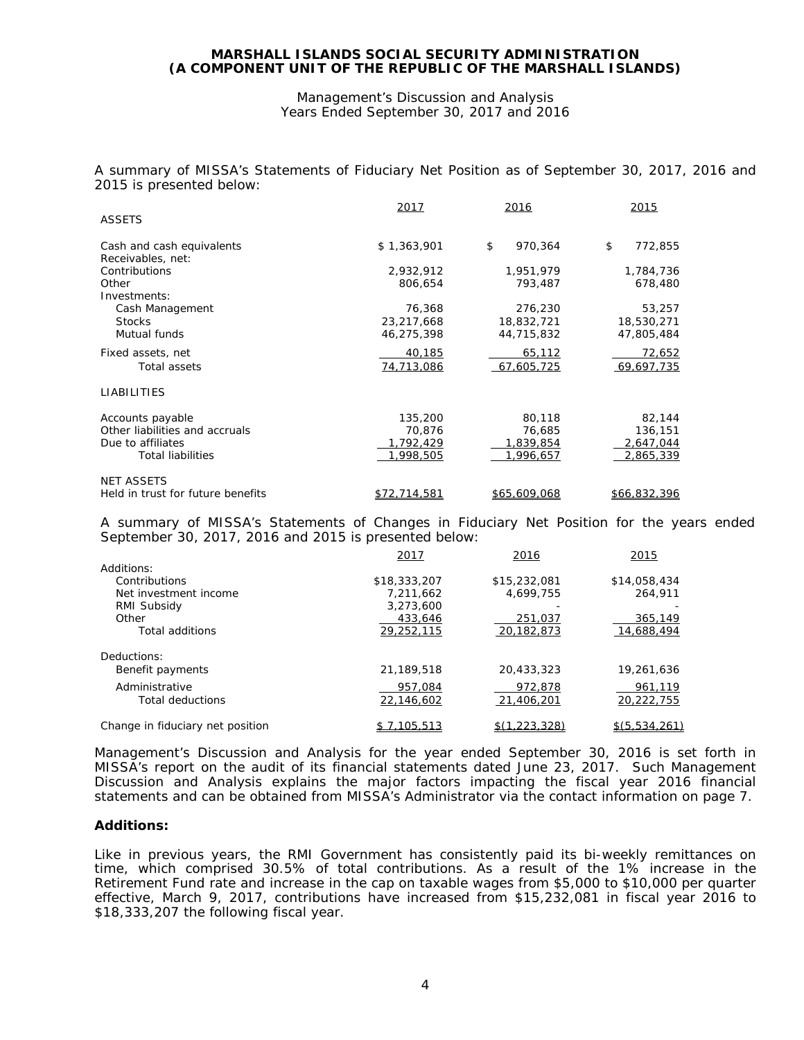A summary of MISSA's Statements of Fiduciary Net Position as of September 30, 2017, 2016 and 2015 is presented below:

| | 2017 | 2016 | 2015 |
|---|---|---|---|
| ASSETS | | | |
| Cash and cash equivalents | $ 1,363,901 | $ 970,364 | $ 772,855 |
| Receivables, net: | | | |
| Contributions | 2,932,912 | 1,951,979 | 1,784,736 |
| Other | 806,654 | 793,487 | 678,480 |
| Investments: | | | |
| Cash Management | 76,368 | 276,230 | 53,257 |
| Stocks | 23,217,668 | 18,832,721 | 18,530,271 |
| Mutual funds | 46,275,398 | 44,715,832 | 47,805,484 |
| Fixed assets, net | 40,185 | 65,112 | 72,652 |
| Total assets | 74,713,086 | 67,605,725 | 69,697,735 |
| LIABILITIES | | | |
| Accounts payable | 135,200 | 80,118 | 82,144 |
| Other liabilities and accruals | 70,876 | 76,685 | 136,151 |
| Due to affiliates | 1,792,429 | 1,839,854 | 2,647,044 |
| Total liabilities | 1,998,505 | 1,996,657 | 2,865,339 |
| NET ASSETS | | | |
| Held in trust for future benefits | $72,714,581 | $65,609,068 | $66,832,396 |

A summary of MISSA's Statements of Changes in Fiduciary Net Position for the years ended September 30, 2017, 2016 and 2015 is presented below:

| | 2017 | 2016 | 2015 |
|---|---|---|---|
| Additions: | | | |
| Contributions | $18,333,207 | $15,232,081 | $14,058,434 |
| Net investment income | 7,211,662 | 4,699,755 | 264,911 |
| RMI Subsidy | 3,273,600 | - | - |
| Other | 433,646 | 251,037 | 365,149 |
| Total additions | 29,252,115 | 20,182,873 | 14,688,494 |
| Deductions: | | | |
| Benefit payments | 21,189,518 | 20,433,323 | 19,261,636 |
| Administrative | 957,084 | 972,878 | 961,119 |
| Total deductions | 22,146,602 | 21,406,201 | 20,222,755 |
| Change in fiduciary net position | $ 7,105,513 | $(1,223,328) | $(5,534,261) |

Management's Discussion and Analysis for the year ended September 30, 2016 is set forth in MISSA's report on the audit of its financial statements dated June 23, 2017. Such Management Discussion and Analysis explains the major factors impacting the fiscal year 2016 financial statements and can be obtained from MISSA's Administrator via the contact information on page 7.

**Additions:**

Like in previous years, the RMI Government has consistently paid its bi-weekly remittances on time, which comprised 30.5% of total contributions. As a result of the 1% increase in the Retirement Fund rate and increase in the cap on taxable wages from $5,000 to $10,000 per quarter effective, March 9, 2017, contributions have increased from $15,232,081 in fiscal year 2016 to $18,333,207 the following fiscal year.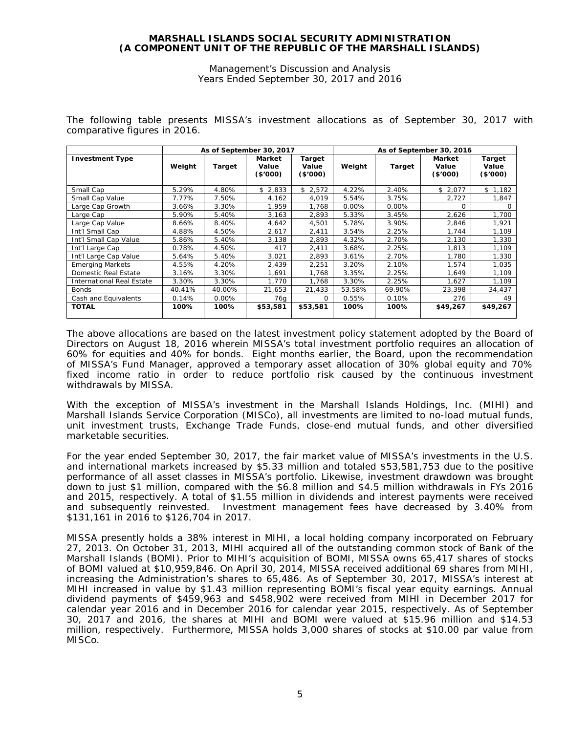The following table presents MISSA's investment allocations as of September 30, 2017 with comparative figures in 2016.

| | As of September 30, 2017 | | | | As of September 30, 2016 | | | |
|---|---|---|---|---|---|---|---|---|
| **Investment Type** | **Weight** | **Target** | **Market Value ($'000)** | **Target Value ($'000)** | **Weight** | **Target** | **Market Value ($'000)** | **Target Value ($'000)** |
| Small Cap | 5.29% | 4.80% | $ 2,833 | $ 2,572 | 4.22% | 2.40% | $ 2,077 | $ 1,182 |
| Small Cap Value | 7.77% | 7.50% | 4,162 | 4,019 | 5.54% | 3.75% | 2,727 | 1,847 |
| Large Cap Growth | 3.66% | 3.30% | 1,959 | 1,768 | 0.00% | 0.00% | 0 | 0 |
| Large Cap | 5.90% | 5.40% | 3,163 | 2,893 | 5.33% | 3.45% | 2,626 | 1,700 |
| Large Cap Value | 8.66% | 8.40% | 4,642 | 4,501 | 5.78% | 3.90% | 2,846 | 1,921 |
| Int'l Small Cap | 4.88% | 4.50% | 2,617 | 2,411 | 3.54% | 2.25% | 1,744 | 1,109 |
| Int'l Small Cap Value | 5.86% | 5.40% | 3,138 | 2,893 | 4.32% | 2.70% | 2,130 | 1,330 |
| Int'l Large Cap | 0.78% | 4.50% | 417 | 2,411 | 3.68% | 2.25% | 1,813 | 1,109 |
| Int'l Large Cap Value | 5.64% | 5.40% | 3,021 | 2,893 | 3.61% | 2.70% | 1,780 | 1,330 |
| Emerging Markets | 4.55% | 4.20% | 2,439 | 2,251 | 3.20% | 2.10% | 1,574 | 1,035 |
| Domestic Real Estate | 3.16% | 3.30% | 1,691 | 1,768 | 3.35% | 2.25% | 1,649 | 1,109 |
| International Real Estate | 3.30% | 3.30% | 1,770 | 1,768 | 3.30% | 2.25% | 1,627 | 1,109 |
| Bonds | 40.41% | 40.00% | 21,653 | 21,433 | 53.58% | 69.90% | 23,398 | 34,437 |
| Cash and Equivalents | 0.14% | 0.00% | 76g | 0 | 0.55% | 0.10% | 276 | 49 |
| **TOTAL** | **100%** | **100%** | **$53,581** | **$53,581** | **100%** | **100%** | **$49,267** | **$49,267** |

The above allocations are based on the latest investment policy statement adopted by the Board of Directors on August 18, 2016 wherein MISSA's total investment portfolio requires an allocation of 60% for equities and 40% for bonds. Eight months earlier, the Board, upon the recommendation of MISSA's Fund Manager, approved a temporary asset allocation of 30% global equity and 70% fixed income ratio in order to reduce portfolio risk caused by the continuous investment withdrawals by MISSA.

With the exception of MISSA's investment in the Marshall Islands Holdings, Inc. (MIHI) and Marshall Islands Service Corporation (MISCo), all investments are limited to no-load mutual funds, unit investment trusts, Exchange Trade Funds, close-end mutual funds, and other diversified marketable securities.

For the year ended September 30, 2017, the fair market value of MISSA's investments in the U.S. and international markets increased by $5.33 million and totaled $53,581,753 due to the positive performance of all asset classes in MISSA's portfolio. Likewise, investment drawdown was brought down to just $1 million, compared with the $6.8 million and $4.5 million withdrawals in FYs 2016 and 2015, respectively. A total of $1.55 million in dividends and interest payments were received and subsequently reinvested. Investment management fees have decreased by 3.40% from $131,161 in 2016 to $126,704 in 2017.

MISSA presently holds a 38% interest in MIHI, a local holding company incorporated on February 27, 2013. On October 31, 2013, MIHI acquired all of the outstanding common stock of Bank of the Marshall Islands (BOMI). Prior to MIHI's acquisition of BOMI, MISSA owns 65,417 shares of stocks of BOMI valued at $10,959,846. On April 30, 2014, MISSA received additional 69 shares from MIHI, increasing the Administration's shares to 65,486. As of September 30, 2017, MISSA's interest at MIHI increased in value by $1.43 million representing BOMI's fiscal year equity earnings. Annual dividend payments of $459,963 and $458,902 were received from MIHI in December 2017 for calendar year 2016 and in December 2016 for calendar year 2015, respectively. As of September 30, 2017 and 2016, the shares at MIHI and BOMI were valued at $15.96 million and $14.53 million, respectively. Furthermore, MISSA holds 3,000 shares of stocks at $10.00 par value from MISCo.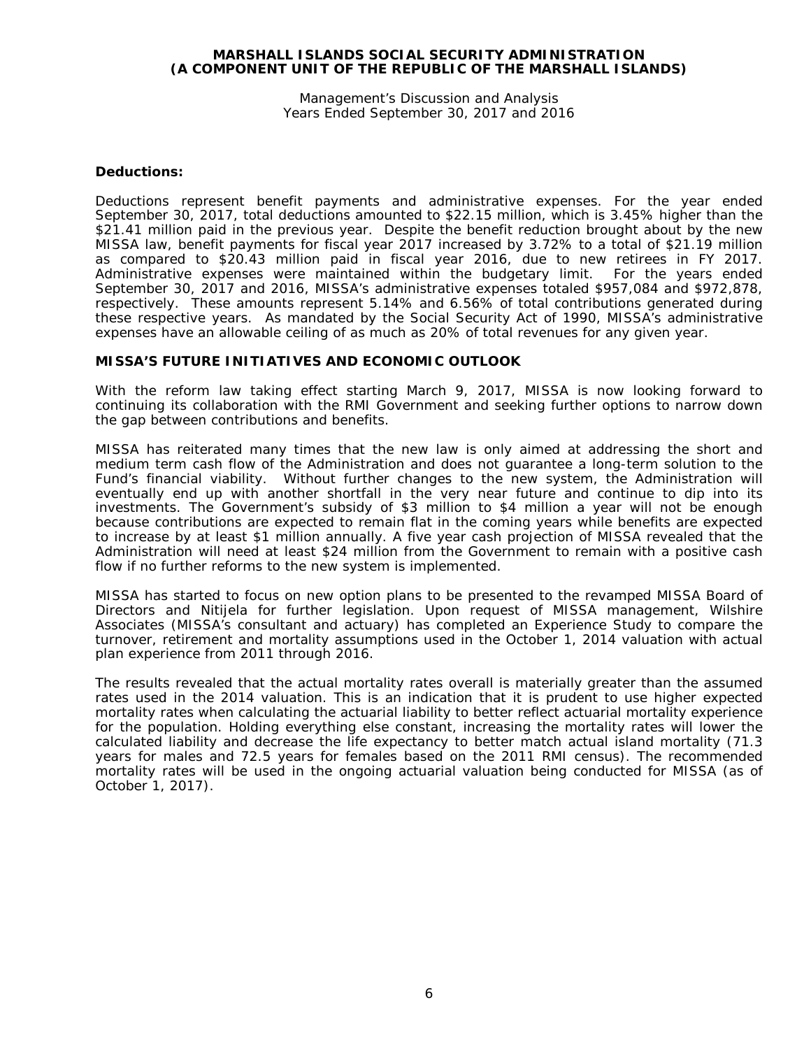**Deductions:**

Deductions represent benefit payments and administrative expenses. For the year ended September 30, 2017, total deductions amounted to $22.15 million, which is 3.45% higher than the $21.41 million paid in the previous year. Despite the benefit reduction brought about by the new MISSA law, benefit payments for fiscal year 2017 increased by 3.72% to a total of $21.19 million as compared to $20.43 million paid in fiscal year 2016, due to new retirees in FY 2017. Administrative expenses were maintained within the budgetary limit. For the years ended September 30, 2017 and 2016, MISSA's administrative expenses totaled $957,084 and $972,878, respectively. These amounts represent 5.14% and 6.56% of total contributions generated during these respective years. As mandated by the Social Security Act of 1990, MISSA's administrative expenses have an allowable ceiling of as much as 20% of total revenues for any given year.

## MISSA'S FUTURE INITIATIVES AND ECONOMIC OUTLOOK

With the reform law taking effect starting March 9, 2017, MISSA is now looking forward to continuing its collaboration with the RMI Government and seeking further options to narrow down the gap between contributions and benefits.

MISSA has reiterated many times that the new law is only aimed at addressing the short and medium term cash flow of the Administration and does not guarantee a long-term solution to the Fund's financial viability. Without further changes to the new system, the Administration will eventually end up with another shortfall in the very near future and continue to dip into its investments. The Government's subsidy of $3 million to $4 million a year will not be enough because contributions are expected to remain flat in the coming years while benefits are expected to increase by at least $1 million annually. A five year cash projection of MISSA revealed that the Administration will need at least $24 million from the Government to remain with a positive cash flow if no further reforms to the new system is implemented.

MISSA has started to focus on new option plans to be presented to the revamped MISSA Board of Directors and Nitijela for further legislation. Upon request of MISSA management, Wilshire Associates (MISSA's consultant and actuary) has completed an Experience Study to compare the turnover, retirement and mortality assumptions used in the October 1, 2014 valuation with actual plan experience from 2011 through 2016.

The results revealed that the actual mortality rates overall is materially greater than the assumed rates used in the 2014 valuation. This is an indication that it is prudent to use higher expected mortality rates when calculating the actuarial liability to better reflect actuarial mortality experience for the population. Holding everything else constant, increasing the mortality rates will lower the calculated liability and decrease the life expectancy to better match actual island mortality (71.3 years for males and 72.5 years for females based on the 2011 RMI census). The recommended mortality rates will be used in the ongoing actuarial valuation being conducted for MISSA (as of October 1, 2017).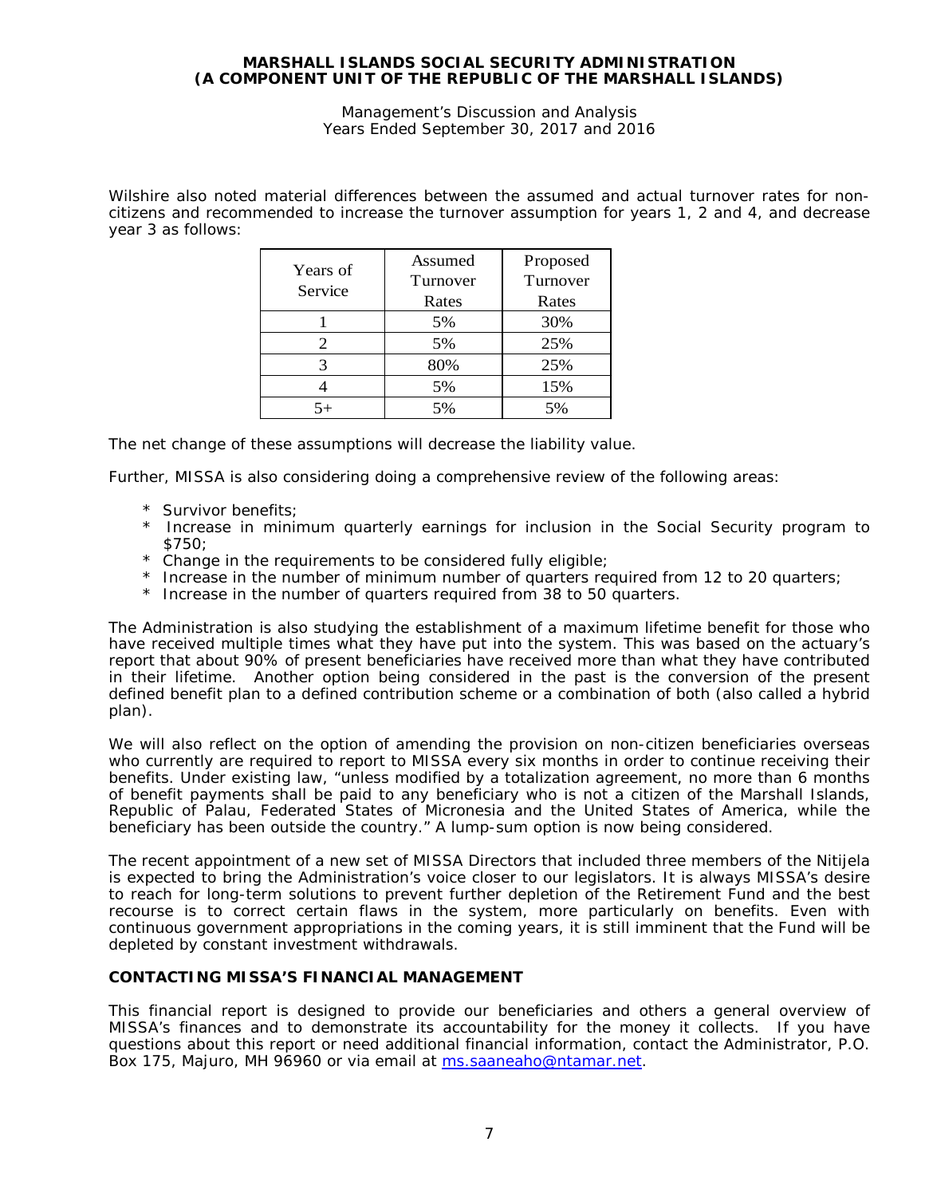Wilshire also noted material differences between the assumed and actual turnover rates for non-citizens and recommended to increase the turnover assumption for years 1, 2 and 4, and decrease year 3 as follows:

| Years of Service | Assumed Turnover Rates | Proposed Turnover Rates |
|---|---|---|
| 1 | 5% | 30% |
| 2 | 5% | 25% |
| 3 | 80% | 25% |
| 4 | 5% | 15% |
| 5+ | 5% | 5% |

The net change of these assumptions will decrease the liability value.

Further, MISSA is also considering doing a comprehensive review of the following areas:

* Survivor benefits;
* Increase in minimum quarterly earnings for inclusion in the Social Security program to $750;
* Change in the requirements to be considered fully eligible;
* Increase in the number of minimum number of quarters required from 12 to 20 quarters;
* Increase in the number of quarters required from 38 to 50 quarters.

The Administration is also studying the establishment of a maximum lifetime benefit for those who have received multiple times what they have put into the system. This was based on the actuary's report that about 90% of present beneficiaries have received more than what they have contributed in their lifetime. Another option being considered in the past is the conversion of the present defined benefit plan to a defined contribution scheme or a combination of both (also called a hybrid plan).

We will also reflect on the option of amending the provision on non-citizen beneficiaries overseas who currently are required to report to MISSA every six months in order to continue receiving their benefits. Under existing law, "unless modified by a totalization agreement, no more than 6 months of benefit payments shall be paid to any beneficiary who is not a citizen of the Marshall Islands, Republic of Palau, Federated States of Micronesia and the United States of America, while the beneficiary has been outside the country." A lump-sum option is now being considered.

The recent appointment of a new set of MISSA Directors that included three members of the Nitijela is expected to bring the Administration's voice closer to our legislators. It is always MISSA's desire to reach for long-term solutions to prevent further depletion of the Retirement Fund and the best recourse is to correct certain flaws in the system, more particularly on benefits. Even with continuous government appropriations in the coming years, it is still imminent that the Fund will be depleted by constant investment withdrawals.

## CONTACTING MISSA'S FINANCIAL MANAGEMENT

This financial report is designed to provide our beneficiaries and others a general overview of MISSA's finances and to demonstrate its accountability for the money it collects. If you have questions about this report or need additional financial information, contact the Administrator, P.O. Box 175, Majuro, MH 96960 or via email at ms.saaneaho@ntamar.net.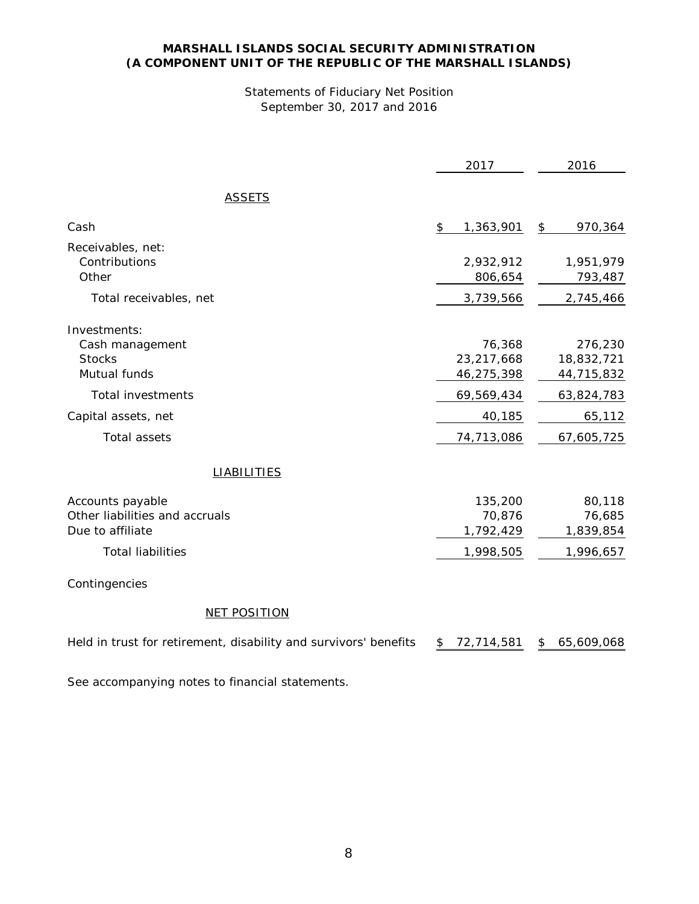# MARSHALL ISLANDS SOCIAL SECURITY ADMINISTRATION
## (A COMPONENT UNIT OF THE REPUBLIC OF THE MARSHALL ISLANDS)

Statements of Fiduciary Net Position
September 30, 2017 and 2016

| | 2017 | 2016 |
|---|---|---|
| **ASSETS** | | |
| Cash | $ 1,363,901 | $ 970,364 |
| Receivables, net: | | |
| Contributions | 2,932,912 | 1,951,979 |
| Other | 806,654 | 793,487 |
| Total receivables, net | 3,739,566 | 2,745,466 |
| Investments: | | |
| Cash management | 76,368 | 276,230 |
| Stocks | 23,217,668 | 18,832,721 |
| Mutual funds | 46,275,398 | 44,715,832 |
| Total investments | 69,569,434 | 63,824,783 |
| Capital assets, net | 40,185 | 65,112 |
| Total assets | 74,713,086 | 67,605,725 |
| **LIABILITIES** | | |
| Accounts payable | 135,200 | 80,118 |
| Other liabilities and accruals | 70,876 | 76,685 |
| Due to affiliate | 1,792,429 | 1,839,854 |
| Total liabilities | 1,998,505 | 1,996,657 |
| Contingencies | | |
| **NET POSITION** | | |
| Held in trust for retirement, disability and survivors' benefits | $ 72,714,581 | $ 65,609,068 |

See accompanying notes to financial statements.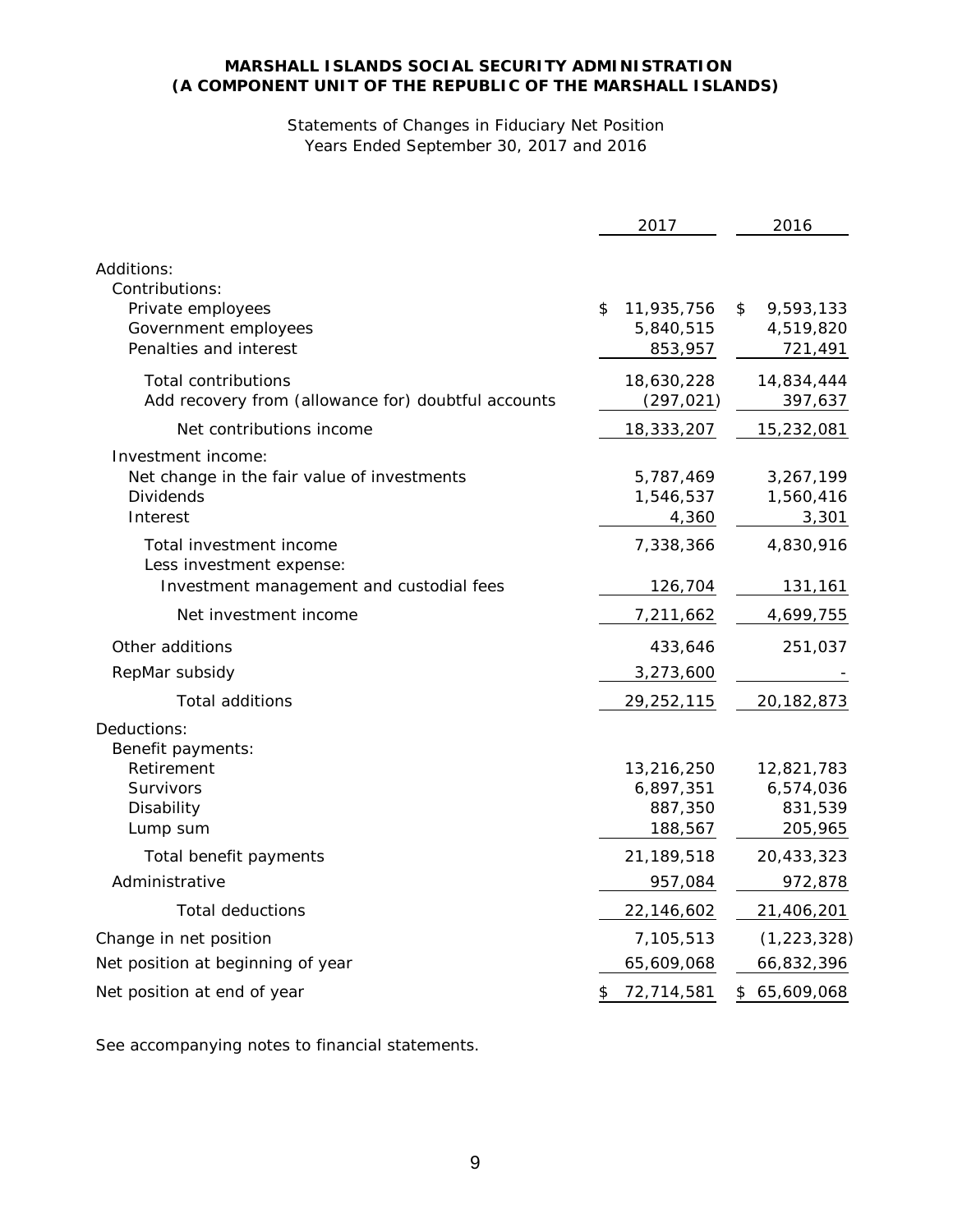**MARSHALL ISLANDS SOCIAL SECURITY ADMINISTRATION**
**(A COMPONENT UNIT OF THE REPUBLIC OF THE MARSHALL ISLANDS)**

Statements of Changes in Fiduciary Net Position
Years Ended September 30, 2017 and 2016

| | 2017 | 2016 |
|---|---|---|
| Additions: | | |
| Contributions: | | |
| Private employees | $ 11,935,756 | $ 9,593,133 |
| Government employees | 5,840,515 | 4,519,820 |
| Penalties and interest | 853,957 | 721,491 |
| Total contributions | 18,630,228 | 14,834,444 |
| Add recovery from (allowance for) doubtful accounts | (297,021) | 397,637 |
| Net contributions income | 18,333,207 | 15,232,081 |
| Investment income: | | |
| Net change in the fair value of investments | 5,787,469 | 3,267,199 |
| Dividends | 1,546,537 | 1,560,416 |
| Interest | 4,360 | 3,301 |
| Total investment income | 7,338,366 | 4,830,916 |
| Less investment expense: | | |
| Investment management and custodial fees | 126,704 | 131,161 |
| Net investment income | 7,211,662 | 4,699,755 |
| Other additions | 433,646 | 251,037 |
| RepMar subsidy | 3,273,600 | - |
| Total additions | 29,252,115 | 20,182,873 |
| Deductions: | | |
| Benefit payments: | | |
| Retirement | 13,216,250 | 12,821,783 |
| Survivors | 6,897,351 | 6,574,036 |
| Disability | 887,350 | 831,539 |
| Lump sum | 188,567 | 205,965 |
| Total benefit payments | 21,189,518 | 20,433,323 |
| Administrative | 957,084 | 972,878 |
| Total deductions | 22,146,602 | 21,406,201 |
| Change in net position | 7,105,513 | (1,223,328) |
| Net position at beginning of year | 65,609,068 | 66,832,396 |
| Net position at end of year | $ 72,714,581 | $ 65,609,068 |

See accompanying notes to financial statements.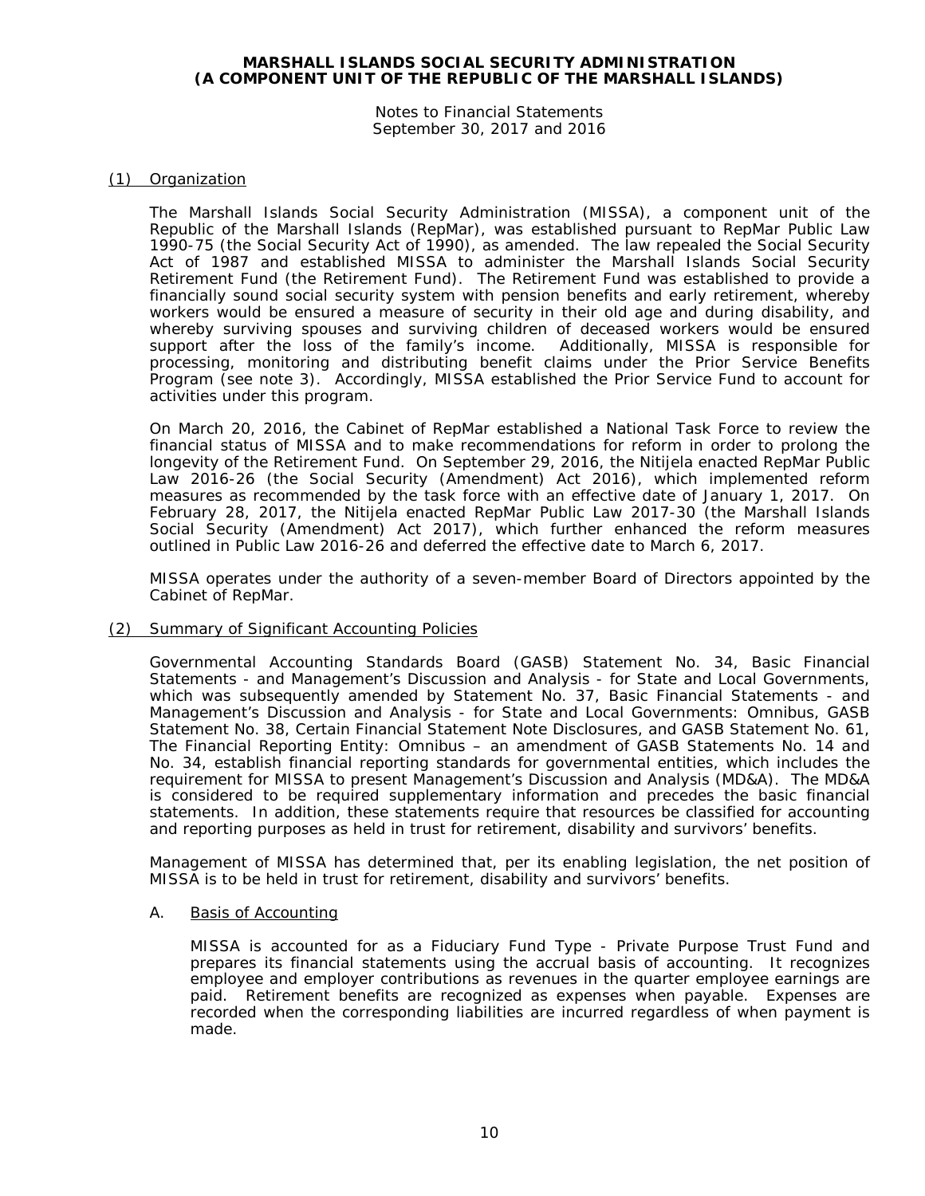# MARSHALL ISLANDS SOCIAL SECURITY ADMINISTRATION (A COMPONENT UNIT OF THE REPUBLIC OF THE MARSHALL ISLANDS)

Notes to Financial Statements
September 30, 2017 and 2016

## (1) Organization

The Marshall Islands Social Security Administration (MISSA), a component unit of the Republic of the Marshall Islands (RepMar), was established pursuant to RepMar Public Law 1990-75 (the Social Security Act of 1990), as amended. The law repealed the Social Security Act of 1987 and established MISSA to administer the Marshall Islands Social Security Retirement Fund (the Retirement Fund). The Retirement Fund was established to provide a financially sound social security system with pension benefits and early retirement, whereby workers would be ensured a measure of security in their old age and during disability, and whereby surviving spouses and surviving children of deceased workers would be ensured support after the loss of the family's income. Additionally, MISSA is responsible for processing, monitoring and distributing benefit claims under the Prior Service Benefits Program (see note 3). Accordingly, MISSA established the Prior Service Fund to account for activities under this program.

On March 20, 2016, the Cabinet of RepMar established a National Task Force to review the financial status of MISSA and to make recommendations for reform in order to prolong the longevity of the Retirement Fund. On September 29, 2016, the Nitijela enacted RepMar Public Law 2016-26 (the Social Security (Amendment) Act 2016), which implemented reform measures as recommended by the task force with an effective date of January 1, 2017. On February 28, 2017, the Nitijela enacted RepMar Public Law 2017-30 (the Marshall Islands Social Security (Amendment) Act 2017), which further enhanced the reform measures outlined in Public Law 2016-26 and deferred the effective date to March 6, 2017.

MISSA operates under the authority of a seven-member Board of Directors appointed by the Cabinet of RepMar.

## (2) Summary of Significant Accounting Policies

Governmental Accounting Standards Board (GASB) Statement No. 34, Basic Financial Statements - and Management's Discussion and Analysis - for State and Local Governments, which was subsequently amended by Statement No. 37, Basic Financial Statements - and Management's Discussion and Analysis - for State and Local Governments: Omnibus, GASB Statement No. 38, Certain Financial Statement Note Disclosures, and GASB Statement No. 61, The Financial Reporting Entity: Omnibus – an amendment of GASB Statements No. 14 and No. 34, establish financial reporting standards for governmental entities, which includes the requirement for MISSA to present Management's Discussion and Analysis (MD&A). The MD&A is considered to be required supplementary information and precedes the basic financial statements. In addition, these statements require that resources be classified for accounting and reporting purposes as held in trust for retirement, disability and survivors' benefits.

Management of MISSA has determined that, per its enabling legislation, the net position of MISSA is to be held in trust for retirement, disability and survivors' benefits.

### A. Basis of Accounting

MISSA is accounted for as a Fiduciary Fund Type - Private Purpose Trust Fund and prepares its financial statements using the accrual basis of accounting. It recognizes employee and employer contributions as revenues in the quarter employee earnings are paid. Retirement benefits are recognized as expenses when payable. Expenses are recorded when the corresponding liabilities are incurred regardless of when payment is made.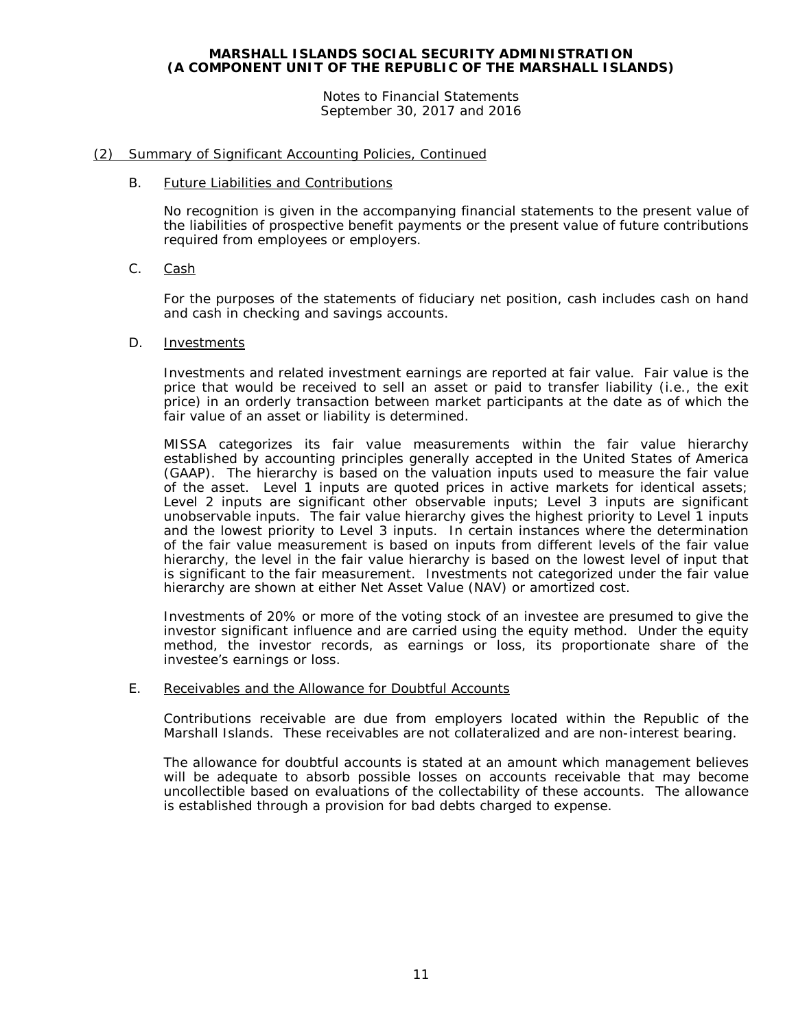## (2) Summary of Significant Accounting Policies, Continued

### B. Future Liabilities and Contributions

No recognition is given in the accompanying financial statements to the present value of the liabilities of prospective benefit payments or the present value of future contributions required from employees or employers.

### C. Cash

For the purposes of the statements of fiduciary net position, cash includes cash on hand and cash in checking and savings accounts.

### D. Investments

Investments and related investment earnings are reported at fair value. Fair value is the price that would be received to sell an asset or paid to transfer liability (i.e., the exit price) in an orderly transaction between market participants at the date as of which the fair value of an asset or liability is determined.

MISSA categorizes its fair value measurements within the fair value hierarchy established by accounting principles generally accepted in the United States of America (GAAP). The hierarchy is based on the valuation inputs used to measure the fair value of the asset. Level 1 inputs are quoted prices in active markets for identical assets; Level 2 inputs are significant other observable inputs; Level 3 inputs are significant unobservable inputs. The fair value hierarchy gives the highest priority to Level 1 inputs and the lowest priority to Level 3 inputs. In certain instances where the determination of the fair value measurement is based on inputs from different levels of the fair value hierarchy, the level in the fair value hierarchy is based on the lowest level of input that is significant to the fair measurement. Investments not categorized under the fair value hierarchy are shown at either Net Asset Value (NAV) or amortized cost.

Investments of 20% or more of the voting stock of an investee are presumed to give the investor significant influence and are carried using the equity method. Under the equity method, the investor records, as earnings or loss, its proportionate share of the investee's earnings or loss.

### E. Receivables and the Allowance for Doubtful Accounts

Contributions receivable are due from employers located within the Republic of the Marshall Islands. These receivables are not collateralized and are non-interest bearing.

The allowance for doubtful accounts is stated at an amount which management believes will be adequate to absorb possible losses on accounts receivable that may become uncollectible based on evaluations of the collectability of these accounts. The allowance is established through a provision for bad debts charged to expense.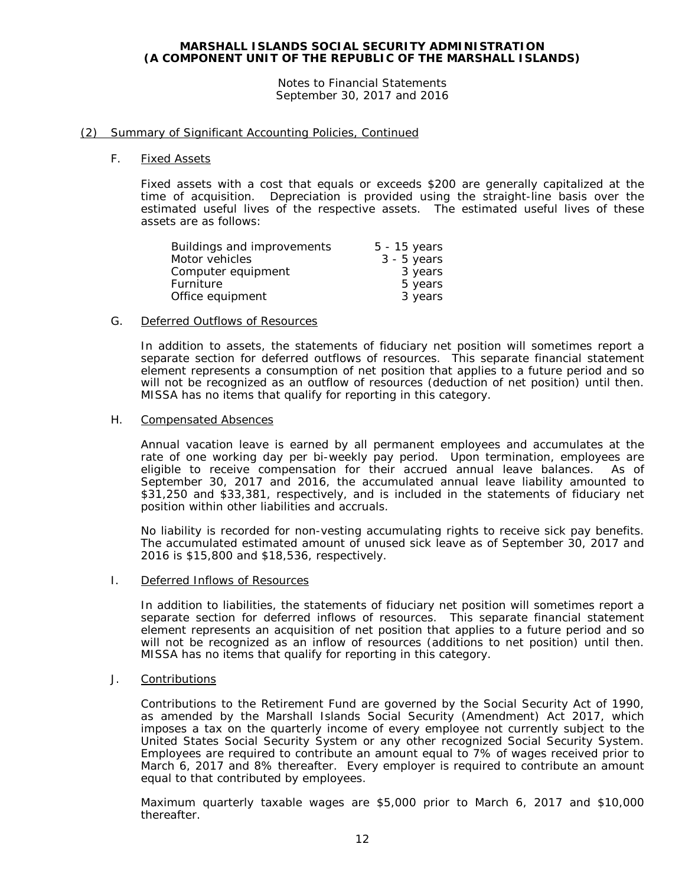## (2) Summary of Significant Accounting Policies, Continued

### F. Fixed Assets

Fixed assets with a cost that equals or exceeds $200 are generally capitalized at the time of acquisition. Depreciation is provided using the straight-line basis over the estimated useful lives of the respective assets. The estimated useful lives of these assets are as follows:

| | |
|---|---|
| Buildings and improvements | 5 - 15 years |
| Motor vehicles | 3 - 5 years |
| Computer equipment | 3 years |
| Furniture | 5 years |
| Office equipment | 3 years |

### G. Deferred Outflows of Resources

In addition to assets, the statements of fiduciary net position will sometimes report a separate section for deferred outflows of resources. This separate financial statement element represents a consumption of net position that applies to a future period and so will not be recognized as an outflow of resources (deduction of net position) until then. MISSA has no items that qualify for reporting in this category.

### H. Compensated Absences

Annual vacation leave is earned by all permanent employees and accumulates at the rate of one working day per bi-weekly pay period. Upon termination, employees are eligible to receive compensation for their accrued annual leave balances. As of September 30, 2017 and 2016, the accumulated annual leave liability amounted to $31,250 and $33,381, respectively, and is included in the statements of fiduciary net position within other liabilities and accruals.

No liability is recorded for non-vesting accumulating rights to receive sick pay benefits. The accumulated estimated amount of unused sick leave as of September 30, 2017 and 2016 is $15,800 and $18,536, respectively.

### I. Deferred Inflows of Resources

In addition to liabilities, the statements of fiduciary net position will sometimes report a separate section for deferred inflows of resources. This separate financial statement element represents an acquisition of net position that applies to a future period and so will not be recognized as an inflow of resources (additions to net position) until then. MISSA has no items that qualify for reporting in this category.

### J. Contributions

Contributions to the Retirement Fund are governed by the Social Security Act of 1990, as amended by the Marshall Islands Social Security (Amendment) Act 2017, which imposes a tax on the quarterly income of every employee not currently subject to the United States Social Security System or any other recognized Social Security System. Employees are required to contribute an amount equal to 7% of wages received prior to March 6, 2017 and 8% thereafter. Every employer is required to contribute an amount equal to that contributed by employees.

Maximum quarterly taxable wages are $5,000 prior to March 6, 2017 and $10,000 thereafter.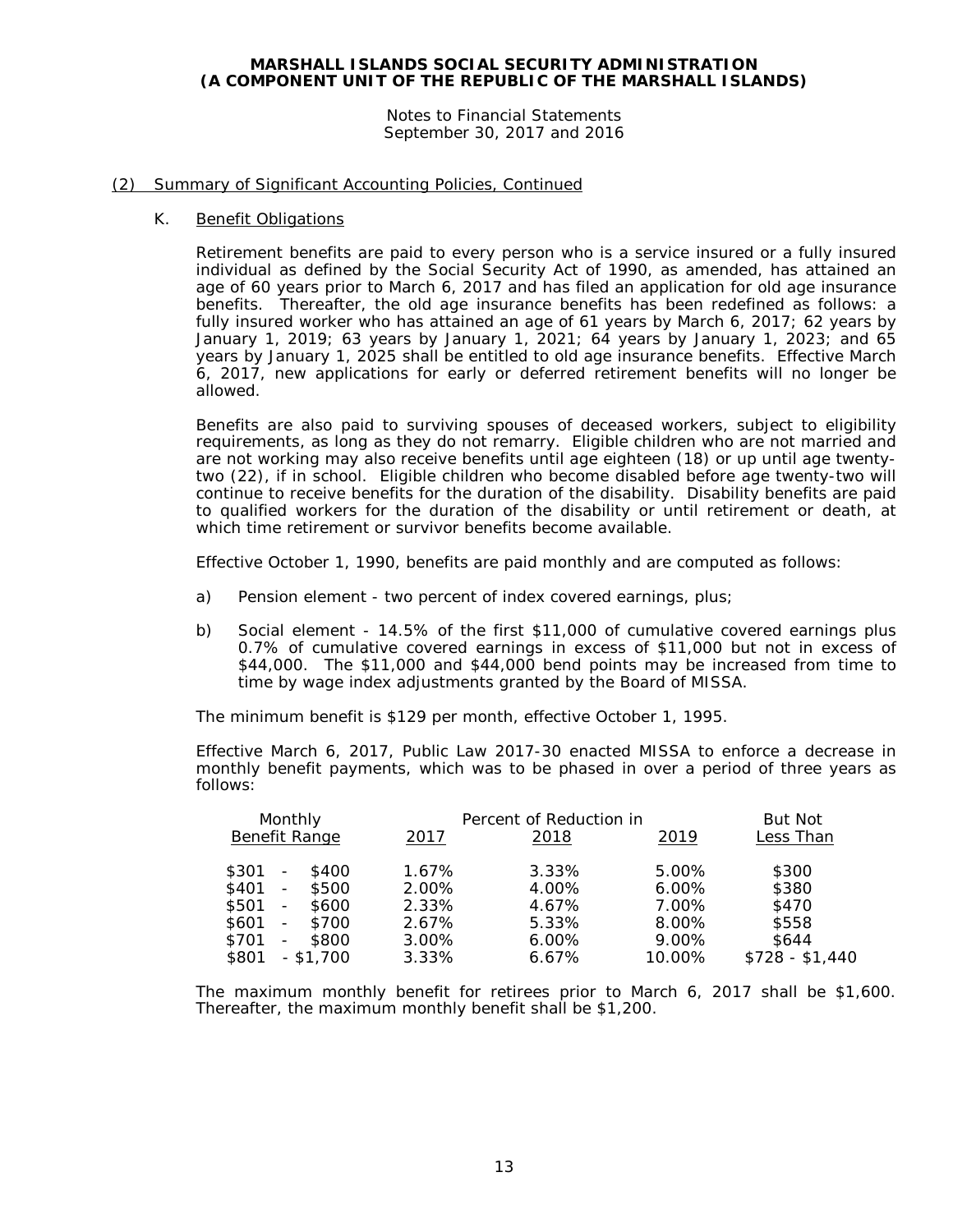## (2) Summary of Significant Accounting Policies, Continued

### K. Benefit Obligations

Retirement benefits are paid to every person who is a service insured or a fully insured individual as defined by the Social Security Act of 1990, as amended, has attained an age of 60 years prior to March 6, 2017 and has filed an application for old age insurance benefits. Thereafter, the old age insurance benefits has been redefined as follows: a fully insured worker who has attained an age of 61 years by March 6, 2017; 62 years by January 1, 2019; 63 years by January 1, 2021; 64 years by January 1, 2023; and 65 years by January 1, 2025 shall be entitled to old age insurance benefits. Effective March 6, 2017, new applications for early or deferred retirement benefits will no longer be allowed.

Benefits are also paid to surviving spouses of deceased workers, subject to eligibility requirements, as long as they do not remarry. Eligible children who are not married and are not working may also receive benefits until age eighteen (18) or up until age twenty-two (22), if in school. Eligible children who become disabled before age twenty-two will continue to receive benefits for the duration of the disability. Disability benefits are paid to qualified workers for the duration of the disability or until retirement or death, at which time retirement or survivor benefits become available.

Effective October 1, 1990, benefits are paid monthly and are computed as follows:

a) Pension element - two percent of index covered earnings, plus;

b) Social element - 14.5% of the first $11,000 of cumulative covered earnings plus 0.7% of cumulative covered earnings in excess of $11,000 but not in excess of $44,000. The $11,000 and $44,000 bend points may be increased from time to time by wage index adjustments granted by the Board of MISSA.

The minimum benefit is $129 per month, effective October 1, 1995.

Effective March 6, 2017, Public Law 2017-30 enacted MISSA to enforce a decrease in monthly benefit payments, which was to be phased in over a period of three years as follows:

| Monthly Benefit Range | Percent of Reduction in 2017 | 2018 | 2019 | But Not Less Than |
|---|---|---|---|---|
| $301 - $400 | 1.67% | 3.33% | 5.00% | $300 |
| $401 - $500 | 2.00% | 4.00% | 6.00% | $380 |
| $501 - $600 | 2.33% | 4.67% | 7.00% | $470 |
| $601 - $700 | 2.67% | 5.33% | 8.00% | $558 |
| $701 - $800 | 3.00% | 6.00% | 9.00% | $644 |
| $801 - $1,700 | 3.33% | 6.67% | 10.00% | $728 - $1,440 |

The maximum monthly benefit for retirees prior to March 6, 2017 shall be $1,600. Thereafter, the maximum monthly benefit shall be $1,200.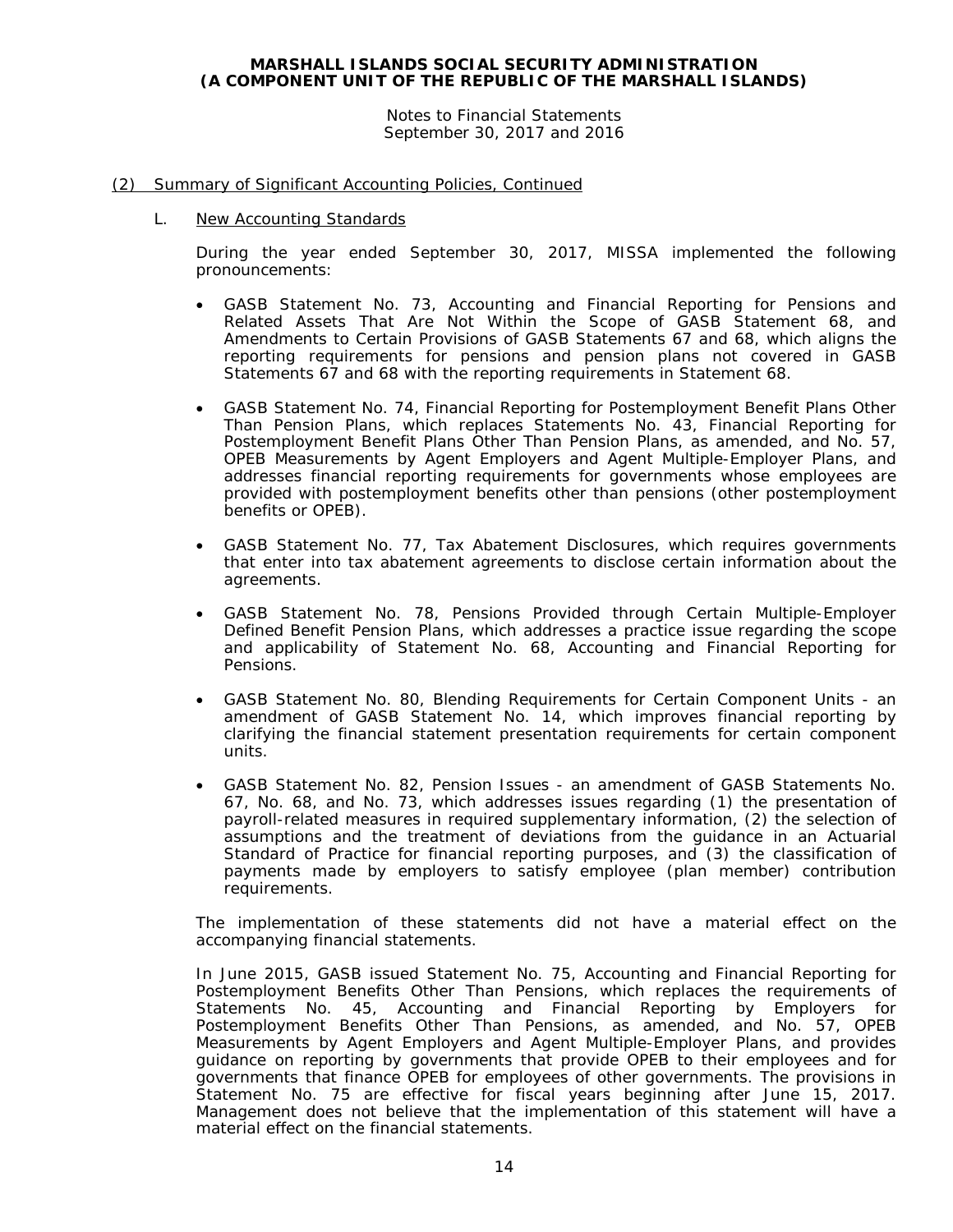## (2) Summary of Significant Accounting Policies, Continued

### L. New Accounting Standards

During the year ended September 30, 2017, MISSA implemented the following pronouncements:

- GASB Statement No. 73, Accounting and Financial Reporting for Pensions and Related Assets That Are Not Within the Scope of GASB Statement 68, and Amendments to Certain Provisions of GASB Statements 67 and 68, which aligns the reporting requirements for pensions and pension plans not covered in GASB Statements 67 and 68 with the reporting requirements in Statement 68.

- GASB Statement No. 74, Financial Reporting for Postemployment Benefit Plans Other Than Pension Plans, which replaces Statements No. 43, Financial Reporting for Postemployment Benefit Plans Other Than Pension Plans, as amended, and No. 57, OPEB Measurements by Agent Employers and Agent Multiple-Employer Plans, and addresses financial reporting requirements for governments whose employees are provided with postemployment benefits other than pensions (other postemployment benefits or OPEB).

- GASB Statement No. 77, Tax Abatement Disclosures, which requires governments that enter into tax abatement agreements to disclose certain information about the agreements.

- GASB Statement No. 78, Pensions Provided through Certain Multiple-Employer Defined Benefit Pension Plans, which addresses a practice issue regarding the scope and applicability of Statement No. 68, Accounting and Financial Reporting for Pensions.

- GASB Statement No. 80, Blending Requirements for Certain Component Units - an amendment of GASB Statement No. 14, which improves financial reporting by clarifying the financial statement presentation requirements for certain component units.

- GASB Statement No. 82, Pension Issues - an amendment of GASB Statements No. 67, No. 68, and No. 73, which addresses issues regarding (1) the presentation of payroll-related measures in required supplementary information, (2) the selection of assumptions and the treatment of deviations from the guidance in an Actuarial Standard of Practice for financial reporting purposes, and (3) the classification of payments made by employers to satisfy employee (plan member) contribution requirements.

The implementation of these statements did not have a material effect on the accompanying financial statements.

In June 2015, GASB issued Statement No. 75, Accounting and Financial Reporting for Postemployment Benefits Other Than Pensions, which replaces the requirements of Statements No. 45, Accounting and Financial Reporting by Employers for Postemployment Benefits Other Than Pensions, as amended, and No. 57, OPEB Measurements by Agent Employers and Agent Multiple-Employer Plans, and provides guidance on reporting by governments that provide OPEB to their employees and for governments that finance OPEB for employees of other governments. The provisions in Statement No. 75 are effective for fiscal years beginning after June 15, 2017. Management does not believe that the implementation of this statement will have a material effect on the financial statements.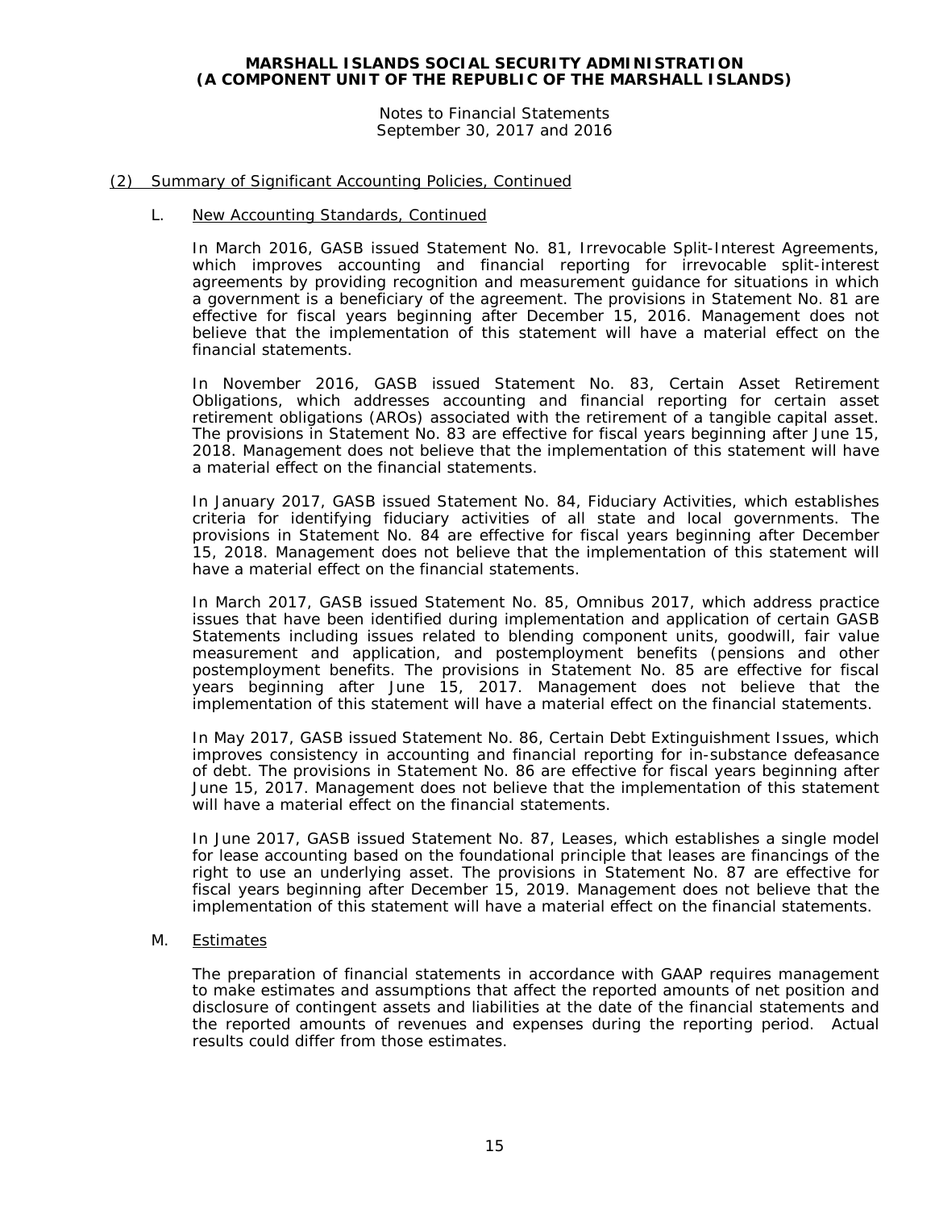## (2) Summary of Significant Accounting Policies, Continued

### L. New Accounting Standards, Continued

In March 2016, GASB issued Statement No. 81, Irrevocable Split-Interest Agreements, which improves accounting and financial reporting for irrevocable split-interest agreements by providing recognition and measurement guidance for situations in which a government is a beneficiary of the agreement. The provisions in Statement No. 81 are effective for fiscal years beginning after December 15, 2016. Management does not believe that the implementation of this statement will have a material effect on the financial statements.

In November 2016, GASB issued Statement No. 83, Certain Asset Retirement Obligations, which addresses accounting and financial reporting for certain asset retirement obligations (AROs) associated with the retirement of a tangible capital asset. The provisions in Statement No. 83 are effective for fiscal years beginning after June 15, 2018. Management does not believe that the implementation of this statement will have a material effect on the financial statements.

In January 2017, GASB issued Statement No. 84, Fiduciary Activities, which establishes criteria for identifying fiduciary activities of all state and local governments. The provisions in Statement No. 84 are effective for fiscal years beginning after December 15, 2018. Management does not believe that the implementation of this statement will have a material effect on the financial statements.

In March 2017, GASB issued Statement No. 85, Omnibus 2017, which address practice issues that have been identified during implementation and application of certain GASB Statements including issues related to blending component units, goodwill, fair value measurement and application, and postemployment benefits (pensions and other postemployment benefits. The provisions in Statement No. 85 are effective for fiscal years beginning after June 15, 2017. Management does not believe that the implementation of this statement will have a material effect on the financial statements.

In May 2017, GASB issued Statement No. 86, Certain Debt Extinguishment Issues, which improves consistency in accounting and financial reporting for in-substance defeasance of debt. The provisions in Statement No. 86 are effective for fiscal years beginning after June 15, 2017. Management does not believe that the implementation of this statement will have a material effect on the financial statements.

In June 2017, GASB issued Statement No. 87, Leases, which establishes a single model for lease accounting based on the foundational principle that leases are financings of the right to use an underlying asset. The provisions in Statement No. 87 are effective for fiscal years beginning after December 15, 2019. Management does not believe that the implementation of this statement will have a material effect on the financial statements.

### M. Estimates

The preparation of financial statements in accordance with GAAP requires management to make estimates and assumptions that affect the reported amounts of net position and disclosure of contingent assets and liabilities at the date of the financial statements and the reported amounts of revenues and expenses during the reporting period. Actual results could differ from those estimates.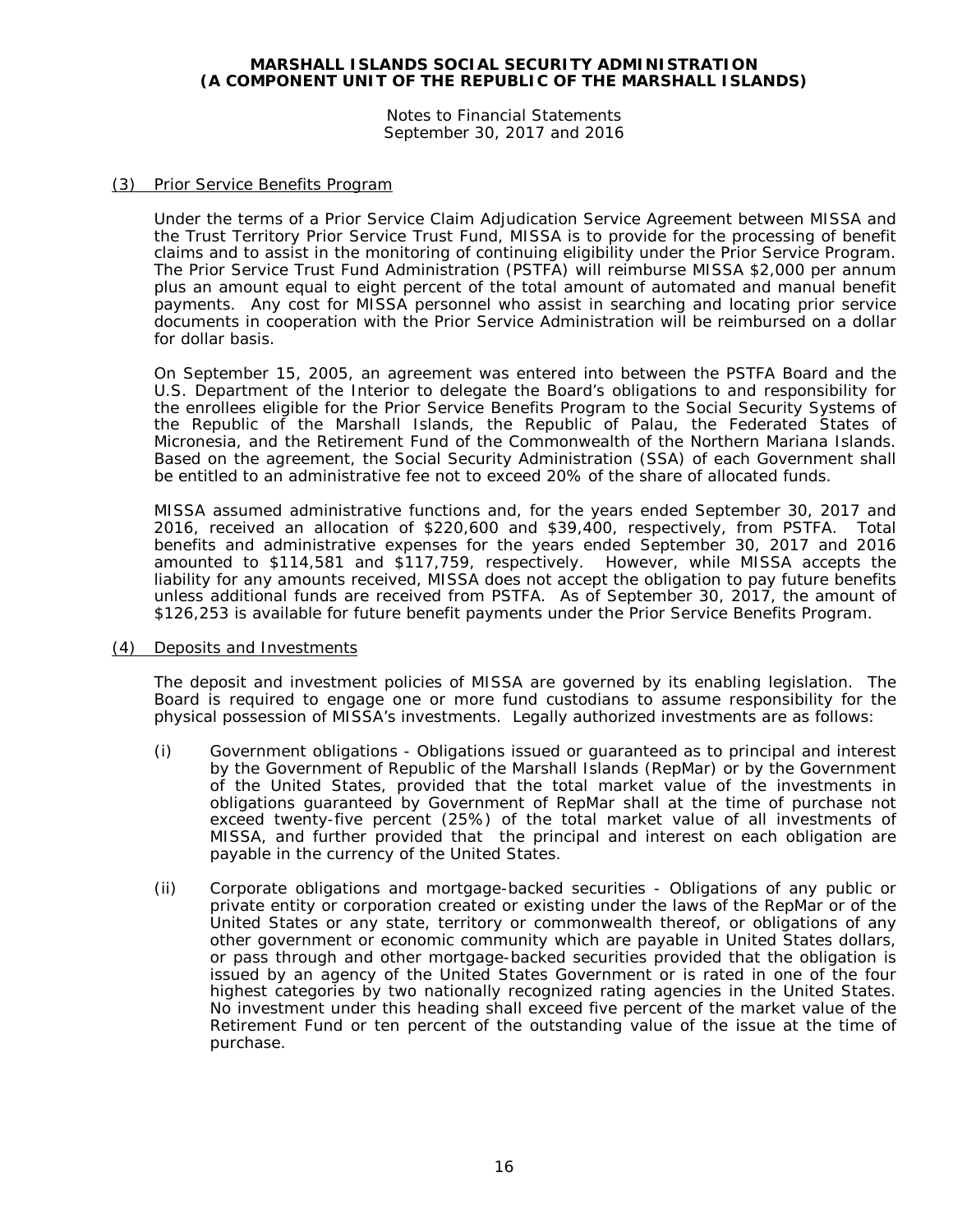### (3) Prior Service Benefits Program

Under the terms of a Prior Service Claim Adjudication Service Agreement between MISSA and the Trust Territory Prior Service Trust Fund, MISSA is to provide for the processing of benefit claims and to assist in the monitoring of continuing eligibility under the Prior Service Program. The Prior Service Trust Fund Administration (PSTFA) will reimburse MISSA $2,000 per annum plus an amount equal to eight percent of the total amount of automated and manual benefit payments. Any cost for MISSA personnel who assist in searching and locating prior service documents in cooperation with the Prior Service Administration will be reimbursed on a dollar for dollar basis.

On September 15, 2005, an agreement was entered into between the PSTFA Board and the U.S. Department of the Interior to delegate the Board's obligations to and responsibility for the enrollees eligible for the Prior Service Benefits Program to the Social Security Systems of the Republic of the Marshall Islands, the Republic of Palau, the Federated States of Micronesia, and the Retirement Fund of the Commonwealth of the Northern Mariana Islands. Based on the agreement, the Social Security Administration (SSA) of each Government shall be entitled to an administrative fee not to exceed 20% of the share of allocated funds.

MISSA assumed administrative functions and, for the years ended September 30, 2017 and 2016, received an allocation of $220,600 and $39,400, respectively, from PSTFA. Total benefits and administrative expenses for the years ended September 30, 2017 and 2016 amounted to $114,581 and $117,759, respectively. However, while MISSA accepts the liability for any amounts received, MISSA does not accept the obligation to pay future benefits unless additional funds are received from PSTFA. As of September 30, 2017, the amount of $126,253 is available for future benefit payments under the Prior Service Benefits Program.

### (4) Deposits and Investments

The deposit and investment policies of MISSA are governed by its enabling legislation. The Board is required to engage one or more fund custodians to assume responsibility for the physical possession of MISSA's investments. Legally authorized investments are as follows:

(i) Government obligations - Obligations issued or guaranteed as to principal and interest by the Government of Republic of the Marshall Islands (RepMar) or by the Government of the United States, provided that the total market value of the investments in obligations guaranteed by Government of RepMar shall at the time of purchase not exceed twenty-five percent (25%) of the total market value of all investments of MISSA, and further provided that the principal and interest on each obligation are payable in the currency of the United States.

(ii) Corporate obligations and mortgage-backed securities - Obligations of any public or private entity or corporation created or existing under the laws of the RepMar or of the United States or any state, territory or commonwealth thereof, or obligations of any other government or economic community which are payable in United States dollars, or pass through and other mortgage-backed securities provided that the obligation is issued by an agency of the United States Government or is rated in one of the four highest categories by two nationally recognized rating agencies in the United States. No investment under this heading shall exceed five percent of the market value of the Retirement Fund or ten percent of the outstanding value of the issue at the time of purchase.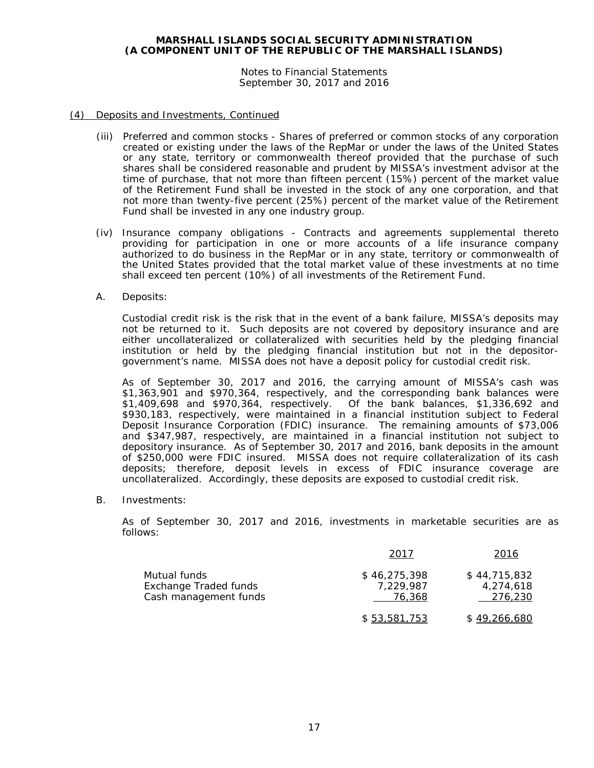## (4) Deposits and Investments, Continued

(iii) Preferred and common stocks - Shares of preferred or common stocks of any corporation created or existing under the laws of the RepMar or under the laws of the United States or any state, territory or commonwealth thereof provided that the purchase of such shares shall be considered reasonable and prudent by MISSA's investment advisor at the time of purchase, that not more than fifteen percent (15%) percent of the market value of the Retirement Fund shall be invested in the stock of any one corporation, and that not more than twenty-five percent (25%) percent of the market value of the Retirement Fund shall be invested in any one industry group.

(iv) Insurance company obligations - Contracts and agreements supplemental thereto providing for participation in one or more accounts of a life insurance company authorized to do business in the RepMar or in any state, territory or commonwealth of the United States provided that the total market value of these investments at no time shall exceed ten percent (10%) of all investments of the Retirement Fund.

A. Deposits:

Custodial credit risk is the risk that in the event of a bank failure, MISSA's deposits may not be returned to it. Such deposits are not covered by depository insurance and are either uncollateralized or collateralized with securities held by the pledging financial institution or held by the pledging financial institution but not in the depositor-government's name. MISSA does not have a deposit policy for custodial credit risk.

As of September 30, 2017 and 2016, the carrying amount of MISSA's cash was $1,363,901 and $970,364, respectively, and the corresponding bank balances were $1,409,698 and $970,364, respectively. Of the bank balances, $1,336,692 and $930,183, respectively, were maintained in a financial institution subject to Federal Deposit Insurance Corporation (FDIC) insurance. The remaining amounts of $73,006 and $347,987, respectively, are maintained in a financial institution not subject to depository insurance. As of September 30, 2017 and 2016, bank deposits in the amount of $250,000 were FDIC insured. MISSA does not require collateralization of its cash deposits; therefore, deposit levels in excess of FDIC insurance coverage are uncollateralized. Accordingly, these deposits are exposed to custodial credit risk.

B. Investments:

As of September 30, 2017 and 2016, investments in marketable securities are as follows:

| | 2017 | 2016 |
|---|---|---|
| Mutual funds | $ 46,275,398 | $ 44,715,832 |
| Exchange Traded funds | 7,229,987 | 4,274,618 |
| Cash management funds | 76,368 | 276,230 |
| | $ 53,581,753 | $ 49,266,680 |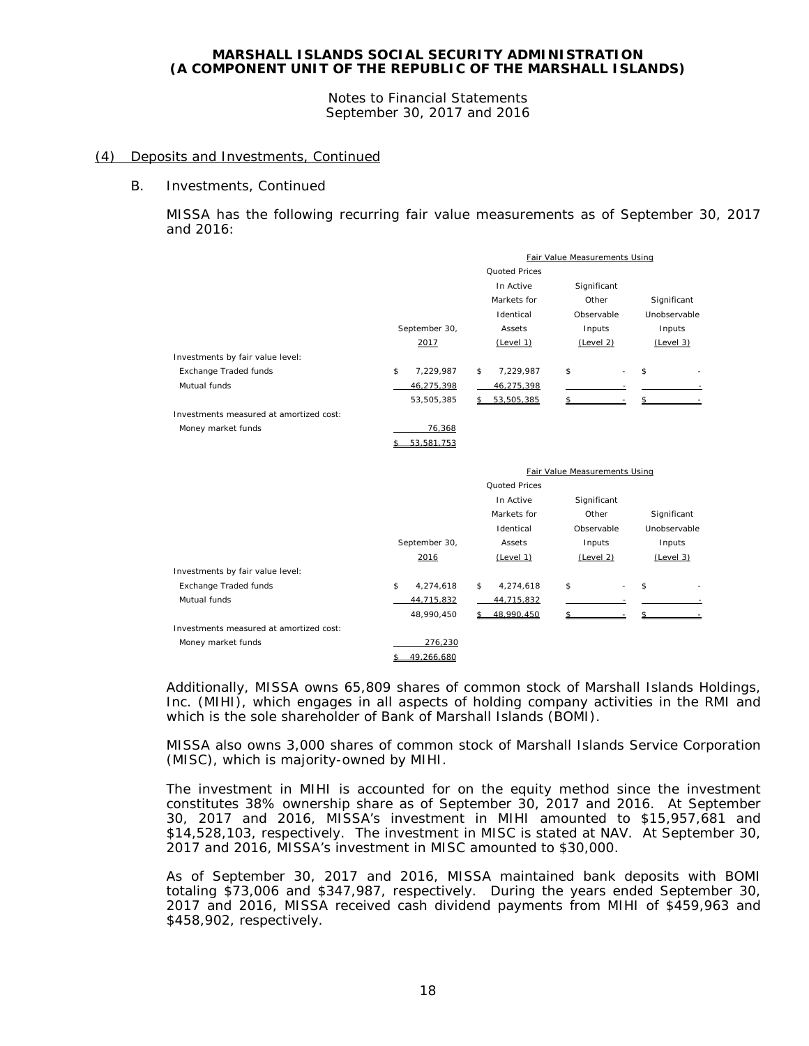## (4) Deposits and Investments, Continued

### B. Investments, Continued

MISSA has the following recurring fair value measurements as of September 30, 2017 and 2016:

| | | Fair Value Measurements Using | | |
|---|---|---|---|---|
| | September 30, 2017 | Quoted Prices In Active Markets for Identical Assets (Level 1) | Significant Other Observable Inputs (Level 2) | Significant Unobservable Inputs (Level 3) |
| Investments by fair value level: | | | | |
| Exchange Traded funds | $ 7,229,987 | $ 7,229,987 | $ - | $ - |
| Mutual funds | 46,275,398 | 46,275,398 | - | - |
| | 53,505,385 | $ 53,505,385 | $ - | $ - |
| Investments measured at amortized cost: | | | | |
| Money market funds | 76,368 | | | |
| | $ 53,581,753 | | | |

| | | Fair Value Measurements Using | | |
|---|---|---|---|---|
| | September 30, 2016 | Quoted Prices In Active Markets for Identical Assets (Level 1) | Significant Other Observable Inputs (Level 2) | Significant Unobservable Inputs (Level 3) |
| Investments by fair value level: | | | | |
| Exchange Traded funds | $ 4,274,618 | $ 4,274,618 | $ - | $ - |
| Mutual funds | 44,715,832 | 44,715,832 | - | - |
| | 48,990,450 | $ 48,990,450 | $ - | $ - |
| Investments measured at amortized cost: | | | | |
| Money market funds | 276,230 | | | |
| | $ 49,266,680 | | | |

Additionally, MISSA owns 65,809 shares of common stock of Marshall Islands Holdings, Inc. (MIHI), which engages in all aspects of holding company activities in the RMI and which is the sole shareholder of Bank of Marshall Islands (BOMI).

MISSA also owns 3,000 shares of common stock of Marshall Islands Service Corporation (MISC), which is majority-owned by MIHI.

The investment in MIHI is accounted for on the equity method since the investment constitutes 38% ownership share as of September 30, 2017 and 2016. At September 30, 2017 and 2016, MISSA's investment in MIHI amounted to $15,957,681 and $14,528,103, respectively. The investment in MISC is stated at NAV. At September 30, 2017 and 2016, MISSA's investment in MISC amounted to $30,000.

As of September 30, 2017 and 2016, MISSA maintained bank deposits with BOMI totaling $73,006 and $347,987, respectively. During the years ended September 30, 2017 and 2016, MISSA received cash dividend payments from MIHI of $459,963 and $458,902, respectively.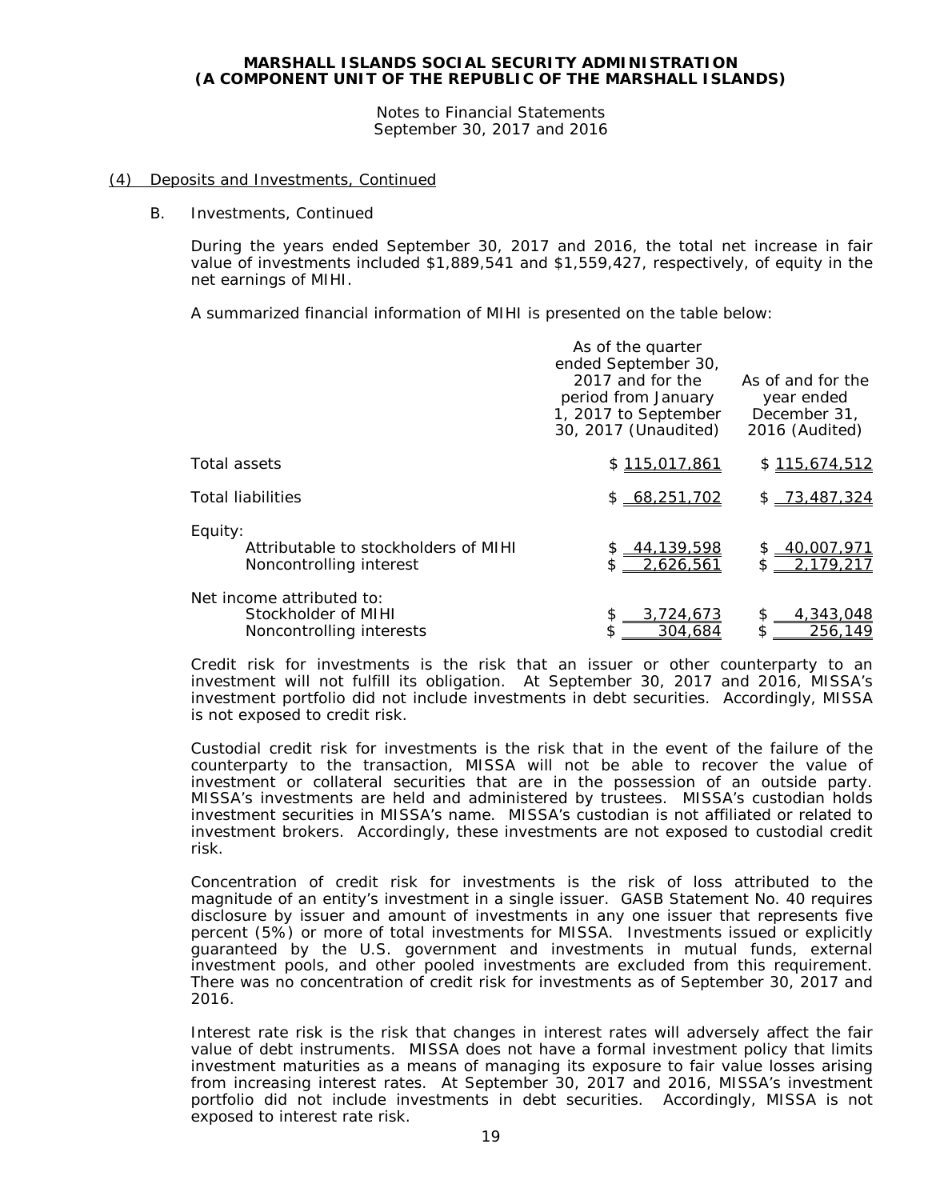(4) Deposits and Investments, Continued

B. Investments, Continued

During the years ended September 30, 2017 and 2016, the total net increase in fair value of investments included $1,889,541 and $1,559,427, respectively, of equity in the net earnings of MIHI.

A summarized financial information of MIHI is presented on the table below:

| | As of the quarter ended September 30, 2017 and for the period from January 1, 2017 to September 30, 2017 (Unaudited) | As of and for the year ended December 31, 2016 (Audited) |
|---|---|---|
| Total assets | $ 115,017,861 | $ 115,674,512 |
| Total liabilities | $ 68,251,702 | $ 73,487,324 |
| Equity: | | |
| Attributable to stockholders of MIHI | $ 44,139,598 | $ 40,007,971 |
| Noncontrolling interest | $ 2,626,561 | $ 2,179,217 |
| Net income attributed to: | | |
| Stockholder of MIHI | $ 3,724,673 | $ 4,343,048 |
| Noncontrolling interests | $ 304,684 | $ 256,149 |

Credit risk for investments is the risk that an issuer or other counterparty to an investment will not fulfill its obligation. At September 30, 2017 and 2016, MISSA's investment portfolio did not include investments in debt securities. Accordingly, MISSA is not exposed to credit risk.

Custodial credit risk for investments is the risk that in the event of the failure of the counterparty to the transaction, MISSA will not be able to recover the value of investment or collateral securities that are in the possession of an outside party. MISSA's investments are held and administered by trustees. MISSA's custodian holds investment securities in MISSA's name. MISSA's custodian is not affiliated or related to investment brokers. Accordingly, these investments are not exposed to custodial credit risk.

Concentration of credit risk for investments is the risk of loss attributed to the magnitude of an entity's investment in a single issuer. GASB Statement No. 40 requires disclosure by issuer and amount of investments in any one issuer that represents five percent (5%) or more of total investments for MISSA. Investments issued or explicitly guaranteed by the U.S. government and investments in mutual funds, external investment pools, and other pooled investments are excluded from this requirement. There was no concentration of credit risk for investments as of September 30, 2017 and 2016.

Interest rate risk is the risk that changes in interest rates will adversely affect the fair value of debt instruments. MISSA does not have a formal investment policy that limits investment maturities as a means of managing its exposure to fair value losses arising from increasing interest rates. At September 30, 2017 and 2016, MISSA's investment portfolio did not include investments in debt securities. Accordingly, MISSA is not exposed to interest rate risk.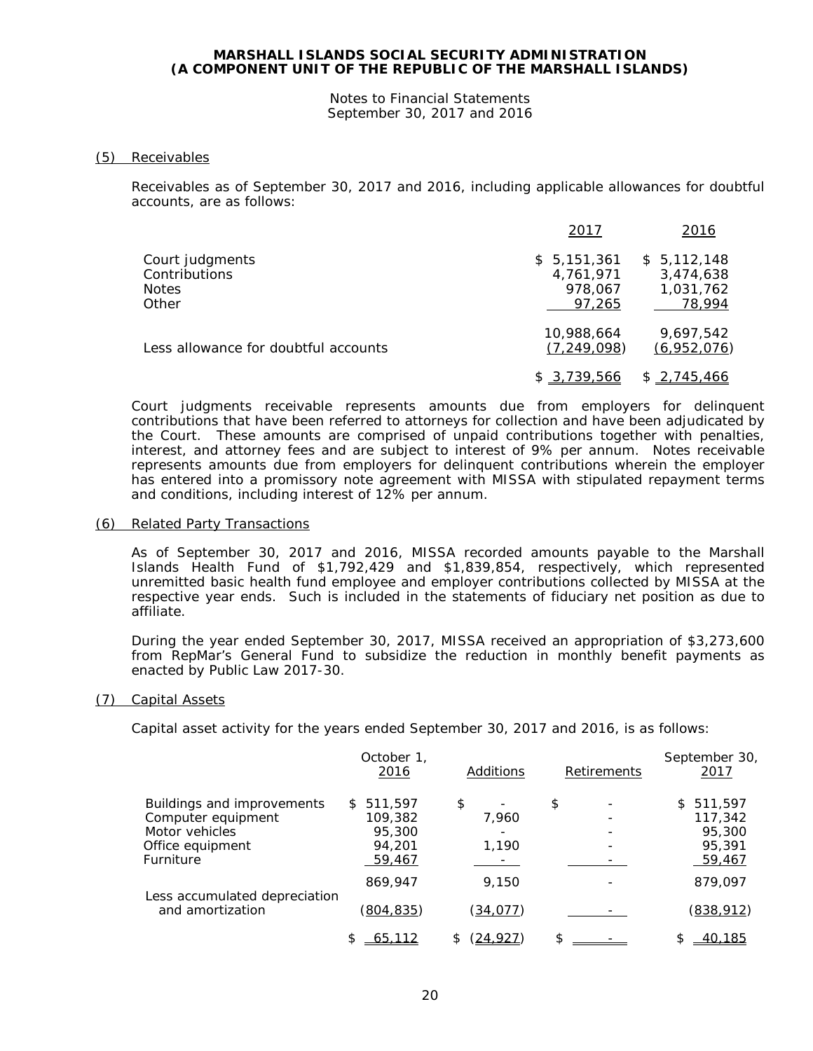# MARSHALL ISLANDS SOCIAL SECURITY ADMINISTRATION
## (A COMPONENT UNIT OF THE REPUBLIC OF THE MARSHALL ISLANDS)

Notes to Financial Statements
September 30, 2017 and 2016

### (5) Receivables

Receivables as of September 30, 2017 and 2016, including applicable allowances for doubtful accounts, are as follows:

| | 2017 | 2016 |
|---|---|---|
| Court judgments | $ 5,151,361 | $ 5,112,148 |
| Contributions | 4,761,971 | 3,474,638 |
| Notes | 978,067 | 1,031,762 |
| Other | 97,265 | 78,994 |
| | 10,988,664 | 9,697,542 |
| Less allowance for doubtful accounts | (7,249,098) | (6,952,076) |
| | $ 3,739,566 | $ 2,745,466 |

Court judgments receivable represents amounts due from employers for delinquent contributions that have been referred to attorneys for collection and have been adjudicated by the Court. These amounts are comprised of unpaid contributions together with penalties, interest, and attorney fees and are subject to interest of 9% per annum. Notes receivable represents amounts due from employers for delinquent contributions wherein the employer has entered into a promissory note agreement with MISSA with stipulated repayment terms and conditions, including interest of 12% per annum.

### (6) Related Party Transactions

As of September 30, 2017 and 2016, MISSA recorded amounts payable to the Marshall Islands Health Fund of $1,792,429 and $1,839,854, respectively, which represented unremitted basic health fund employee and employer contributions collected by MISSA at the respective year ends. Such is included in the statements of fiduciary net position as due to affiliate.

During the year ended September 30, 2017, MISSA received an appropriation of $3,273,600 from RepMar's General Fund to subsidize the reduction in monthly benefit payments as enacted by Public Law 2017-30.

### (7) Capital Assets

Capital asset activity for the years ended September 30, 2017 and 2016, is as follows:

| | October 1, 2016 | Additions | Retirements | September 30, 2017 |
|---|---|---|---|---|
| Buildings and improvements | $ 511,597 | $ - | $ - | $ 511,597 |
| Computer equipment | 109,382 | 7,960 | - | 117,342 |
| Motor vehicles | 95,300 | - | - | 95,300 |
| Office equipment | 94,201 | 1,190 | - | 95,391 |
| Furniture | 59,467 | - | - | 59,467 |
| | 869,947 | 9,150 | - | 879,097 |
| Less accumulated depreciation and amortization | (804,835) | (34,077) | - | (838,912) |
| | $ 65,112 | $ (24,927) | $ - | $ 40,185 |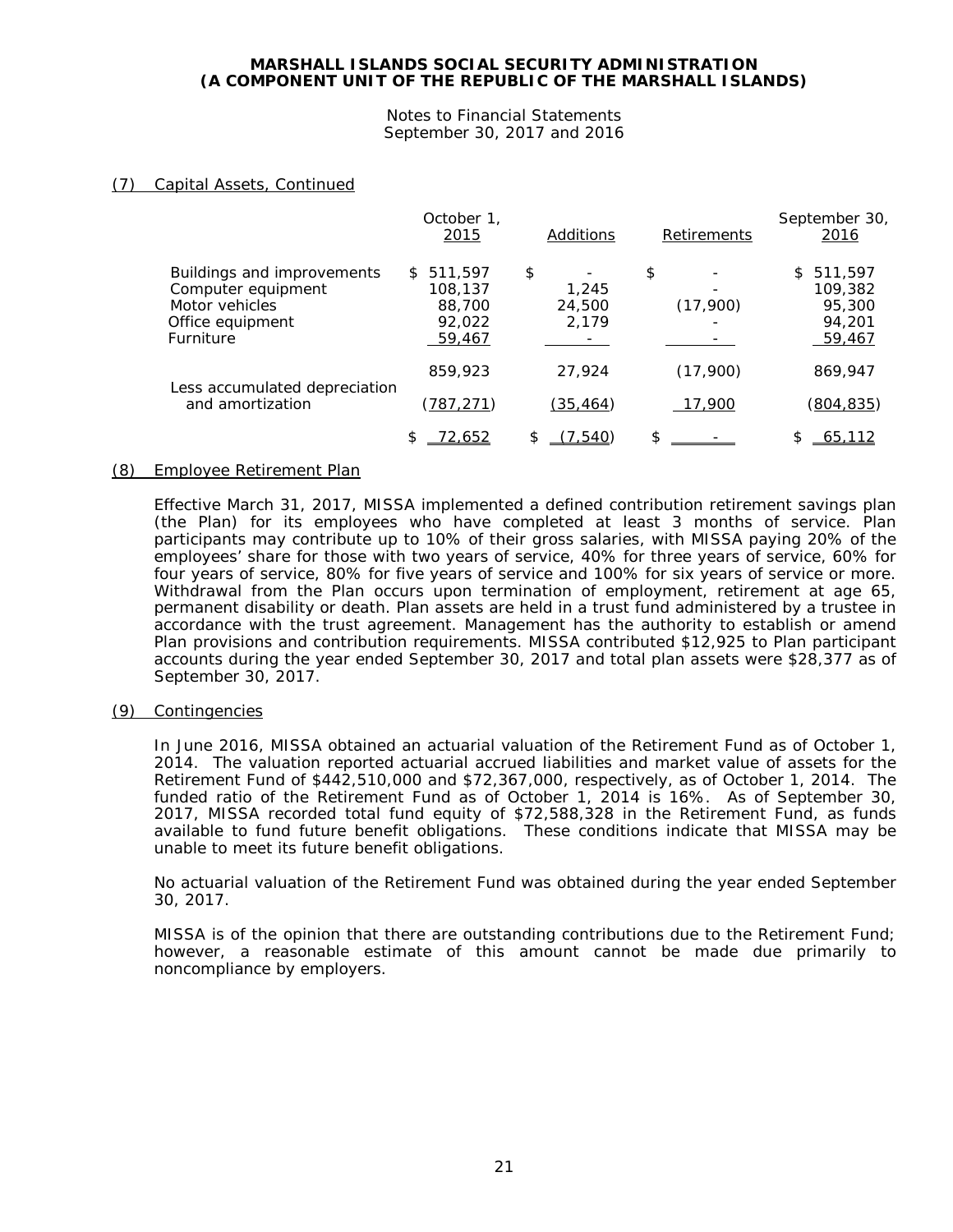# MARSHALL ISLANDS SOCIAL SECURITY ADMINISTRATION
# (A COMPONENT UNIT OF THE REPUBLIC OF THE MARSHALL ISLANDS)

Notes to Financial Statements
September 30, 2017 and 2016

## (7) Capital Assets, Continued

| | October 1, 2015 | Additions | Retirements | September 30, 2016 |
|---|---|---|---|---|
| Buildings and improvements | $ 511,597 | $ - | $ - | $ 511,597 |
| Computer equipment | 108,137 | 1,245 | - | 109,382 |
| Motor vehicles | 88,700 | 24,500 | (17,900) | 95,300 |
| Office equipment | 92,022 | 2,179 | - | 94,201 |
| Furniture | 59,467 | - | - | 59,467 |
| | 859,923 | 27,924 | (17,900) | 869,947 |
| Less accumulated depreciation and amortization | (787,271) | (35,464) | 17,900 | (804,835) |
| | $ 72,652 | $ (7,540) | $ - | $ 65,112 |

## (8) Employee Retirement Plan

Effective March 31, 2017, MISSA implemented a defined contribution retirement savings plan (the Plan) for its employees who have completed at least 3 months of service. Plan participants may contribute up to 10% of their gross salaries, with MISSA paying 20% of the employees' share for those with two years of service, 40% for three years of service, 60% for four years of service, 80% for five years of service and 100% for six years of service or more. Withdrawal from the Plan occurs upon termination of employment, retirement at age 65, permanent disability or death. Plan assets are held in a trust fund administered by a trustee in accordance with the trust agreement. Management has the authority to establish or amend Plan provisions and contribution requirements. MISSA contributed $12,925 to Plan participant accounts during the year ended September 30, 2017 and total plan assets were $28,377 as of September 30, 2017.

## (9) Contingencies

In June 2016, MISSA obtained an actuarial valuation of the Retirement Fund as of October 1, 2014. The valuation reported actuarial accrued liabilities and market value of assets for the Retirement Fund of $442,510,000 and $72,367,000, respectively, as of October 1, 2014. The funded ratio of the Retirement Fund as of October 1, 2014 is 16%. As of September 30, 2017, MISSA recorded total fund equity of $72,588,328 in the Retirement Fund, as funds available to fund future benefit obligations. These conditions indicate that MISSA may be unable to meet its future benefit obligations.

No actuarial valuation of the Retirement Fund was obtained during the year ended September 30, 2017.

MISSA is of the opinion that there are outstanding contributions due to the Retirement Fund; however, a reasonable estimate of this amount cannot be made due primarily to noncompliance by employers.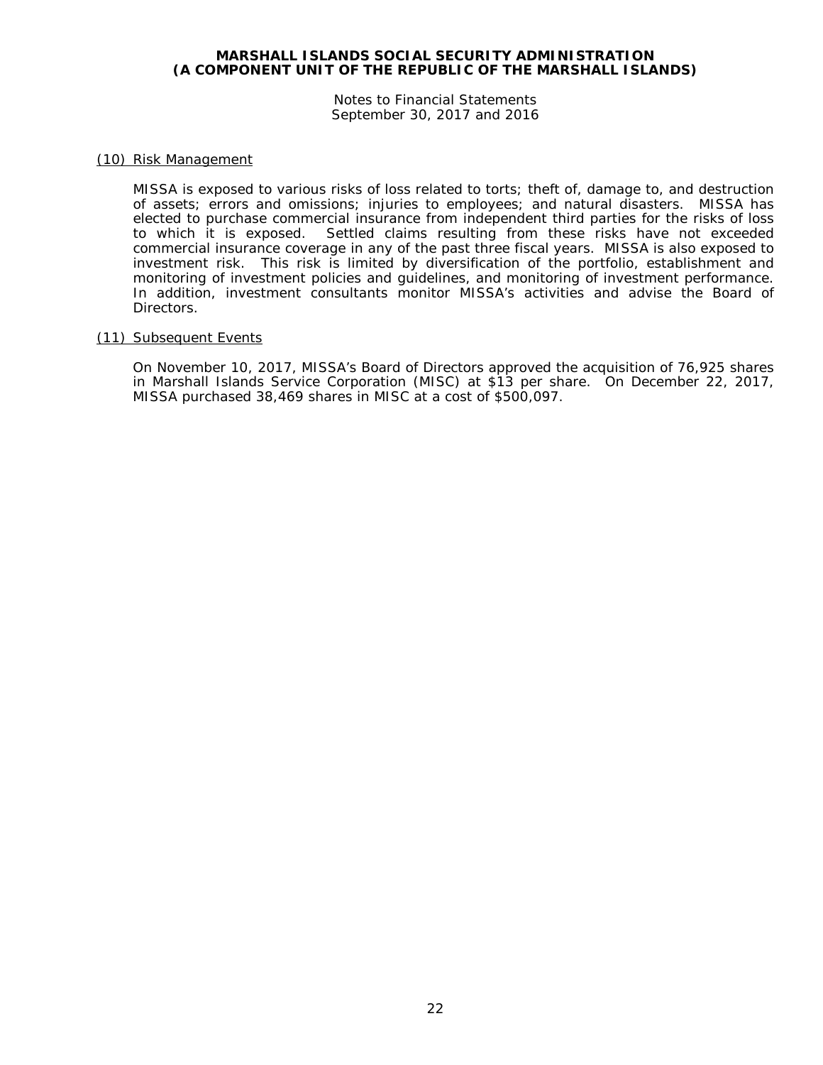## (10) Risk Management

MISSA is exposed to various risks of loss related to torts; theft of, damage to, and destruction of assets; errors and omissions; injuries to employees; and natural disasters. MISSA has elected to purchase commercial insurance from independent third parties for the risks of loss to which it is exposed. Settled claims resulting from these risks have not exceeded commercial insurance coverage in any of the past three fiscal years. MISSA is also exposed to investment risk. This risk is limited by diversification of the portfolio, establishment and monitoring of investment policies and guidelines, and monitoring of investment performance. In addition, investment consultants monitor MISSA's activities and advise the Board of Directors.

## (11) Subsequent Events

On November 10, 2017, MISSA's Board of Directors approved the acquisition of 76,925 shares in Marshall Islands Service Corporation (MISC) at $13 per share. On December 22, 2017, MISSA purchased 38,469 shares in MISC at a cost of $500,097.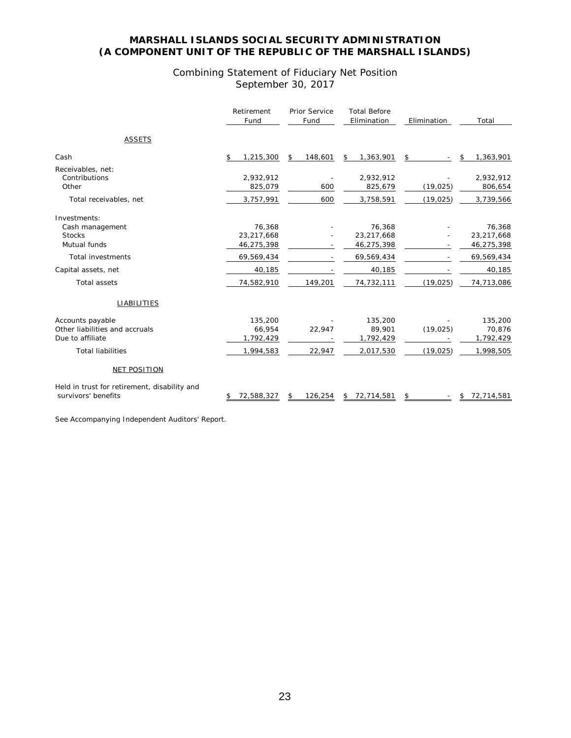# MARSHALL ISLANDS SOCIAL SECURITY ADMINISTRATION
# (A COMPONENT UNIT OF THE REPUBLIC OF THE MARSHALL ISLANDS)

## Combining Statement of Fiduciary Net Position
## September 30, 2017

| | Retirement Fund | Prior Service Fund | Total Before Elimination | Elimination | Total |
|---|---|---|---|---|---|
| **ASSETS** | | | | | |
| Cash | $ 1,215,300 | $ 148,601 | $ 1,363,901 | $ - | $ 1,363,901 |
| Receivables, net: | | | | | |
| Contributions | 2,932,912 | - | 2,932,912 | - | 2,932,912 |
| Other | 825,079 | 600 | 825,679 | (19,025) | 806,654 |
| Total receivables, net | 3,757,991 | 600 | 3,758,591 | (19,025) | 3,739,566 |
| Investments: | | | | | |
| Cash management | 76,368 | - | 76,368 | - | 76,368 |
| Stocks | 23,217,668 | - | 23,217,668 | - | 23,217,668 |
| Mutual funds | 46,275,398 | - | 46,275,398 | - | 46,275,398 |
| Total investments | 69,569,434 | - | 69,569,434 | - | 69,569,434 |
| Capital assets, net | 40,185 | - | 40,185 | - | 40,185 |
| Total assets | 74,582,910 | 149,201 | 74,732,111 | (19,025) | 74,713,086 |
| **LIABILITIES** | | | | | |
| Accounts payable | 135,200 | - | 135,200 | - | 135,200 |
| Other liabilities and accruals | 66,954 | 22,947 | 89,901 | (19,025) | 70,876 |
| Due to affiliate | 1,792,429 | - | 1,792,429 | - | 1,792,429 |
| Total liabilities | 1,994,583 | 22,947 | 2,017,530 | (19,025) | 1,998,505 |
| **NET POSITION** | | | | | |
| Held in trust for retirement, disability and survivors' benefits | $ 72,588,327 | $ 126,254 | $ 72,714,581 | $ - | $ 72,714,581 |

See Accompanying Independent Auditors' Report.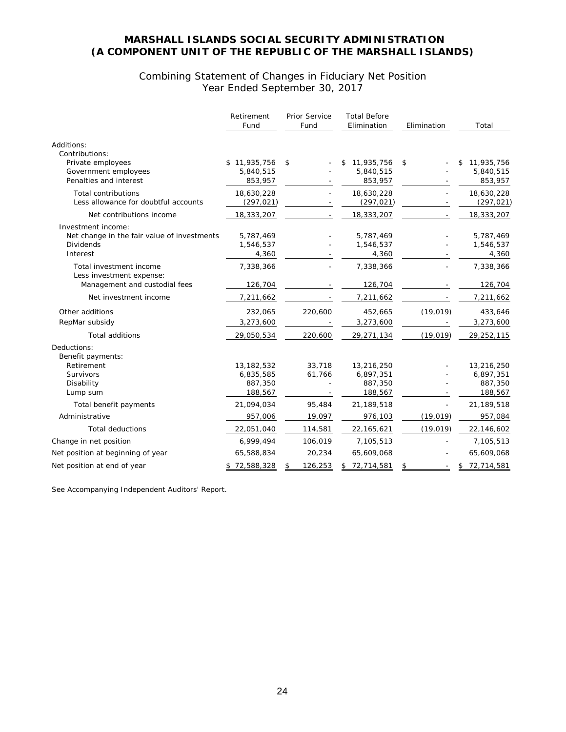# MARSHALL ISLANDS SOCIAL SECURITY ADMINISTRATION
# (A COMPONENT UNIT OF THE REPUBLIC OF THE MARSHALL ISLANDS)

## Combining Statement of Changes in Fiduciary Net Position
## Year Ended September 30, 2017

| | Retirement Fund | Prior Service Fund | Total Before Elimination | Elimination | Total |
|---|---|---|---|---|---|
| Additions: | | | | | |
| Contributions: | | | | | |
| Private employees | $ 11,935,756 | $ - | $ 11,935,756 | $ - | $ 11,935,756 |
| Government employees | 5,840,515 | - | 5,840,515 | - | 5,840,515 |
| Penalties and interest | 853,957 | - | 853,957 | - | 853,957 |
| Total contributions | 18,630,228 | - | 18,630,228 | - | 18,630,228 |
| Less allowance for doubtful accounts | (297,021) | - | (297,021) | - | (297,021) |
| Net contributions income | 18,333,207 | - | 18,333,207 | - | 18,333,207 |
| Investment income: | | | | | |
| Net change in the fair value of investments | 5,787,469 | - | 5,787,469 | - | 5,787,469 |
| Dividends | 1,546,537 | - | 1,546,537 | - | 1,546,537 |
| Interest | 4,360 | - | 4,360 | - | 4,360 |
| Total investment income | 7,338,366 | - | 7,338,366 | - | 7,338,366 |
| Less investment expense: | | | | | |
| Management and custodial fees | 126,704 | - | 126,704 | - | 126,704 |
| Net investment income | 7,211,662 | - | 7,211,662 | - | 7,211,662 |
| Other additions | 232,065 | 220,600 | 452,665 | (19,019) | 433,646 |
| RepMar subsidy | 3,273,600 | - | 3,273,600 | - | 3,273,600 |
| Total additions | 29,050,534 | 220,600 | 29,271,134 | (19,019) | 29,252,115 |
| Deductions: | | | | | |
| Benefit payments: | | | | | |
| Retirement | 13,182,532 | 33,718 | 13,216,250 | - | 13,216,250 |
| Survivors | 6,835,585 | 61,766 | 6,897,351 | - | 6,897,351 |
| Disability | 887,350 | - | 887,350 | - | 887,350 |
| Lump sum | 188,567 | - | 188,567 | - | 188,567 |
| Total benefit payments | 21,094,034 | 95,484 | 21,189,518 | - | 21,189,518 |
| Administrative | 957,006 | 19,097 | 976,103 | (19,019) | 957,084 |
| Total deductions | 22,051,040 | 114,581 | 22,165,621 | (19,019) | 22,146,602 |
| Change in net position | 6,999,494 | 106,019 | 7,105,513 | - | 7,105,513 |
| Net position at beginning of year | 65,588,834 | 20,234 | 65,609,068 | - | 65,609,068 |
| Net position at end of year | $ 72,588,328 | $ 126,253 | $ 72,714,581 | $ - | $ 72,714,581 |

See Accompanying Independent Auditors' Report.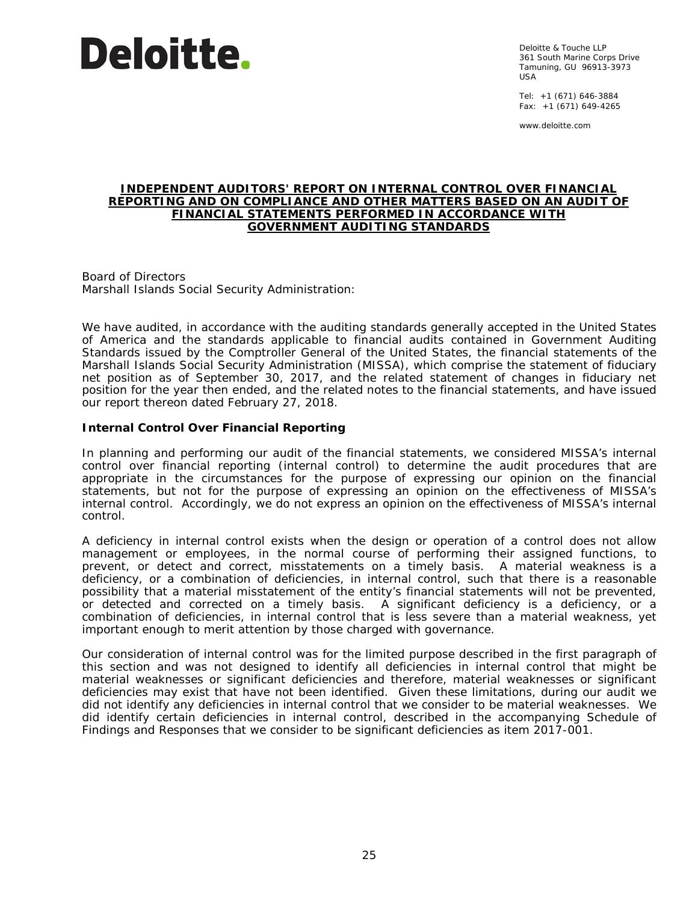# Deloitte.

Deloitte & Touche LLP
361 South Marine Corps Drive
Tamuning, GU 96913-3973
USA

Tel: +1 (671) 646-3884
Fax: +1 (671) 649-4265

www.deloitte.com

## INDEPENDENT AUDITORS' REPORT ON INTERNAL CONTROL OVER FINANCIAL REPORTING AND ON COMPLIANCE AND OTHER MATTERS BASED ON AN AUDIT OF FINANCIAL STATEMENTS PERFORMED IN ACCORDANCE WITH GOVERNMENT AUDITING STANDARDS

Board of Directors
Marshall Islands Social Security Administration:

We have audited, in accordance with the auditing standards generally accepted in the United States of America and the standards applicable to financial audits contained in Government Auditing Standards issued by the Comptroller General of the United States, the financial statements of the Marshall Islands Social Security Administration (MISSA), which comprise the statement of fiduciary net position as of September 30, 2017, and the related statement of changes in fiduciary net position for the year then ended, and the related notes to the financial statements, and have issued our report thereon dated February 27, 2018.

### Internal Control Over Financial Reporting

In planning and performing our audit of the financial statements, we considered MISSA's internal control over financial reporting (internal control) to determine the audit procedures that are appropriate in the circumstances for the purpose of expressing our opinion on the financial statements, but not for the purpose of expressing an opinion on the effectiveness of MISSA's internal control. Accordingly, we do not express an opinion on the effectiveness of MISSA's internal control.

A deficiency in internal control exists when the design or operation of a control does not allow management or employees, in the normal course of performing their assigned functions, to prevent, or detect and correct, misstatements on a timely basis. A material weakness is a deficiency, or a combination of deficiencies, in internal control, such that there is a reasonable possibility that a material misstatement of the entity's financial statements will not be prevented, or detected and corrected on a timely basis. A significant deficiency is a deficiency, or a combination of deficiencies, in internal control that is less severe than a material weakness, yet important enough to merit attention by those charged with governance.

Our consideration of internal control was for the limited purpose described in the first paragraph of this section and was not designed to identify all deficiencies in internal control that might be material weaknesses or significant deficiencies and therefore, material weaknesses or significant deficiencies may exist that have not been identified. Given these limitations, during our audit we did not identify any deficiencies in internal control that we consider to be material weaknesses. We did identify certain deficiencies in internal control, described in the accompanying Schedule of Findings and Responses that we consider to be significant deficiencies as item 2017-001.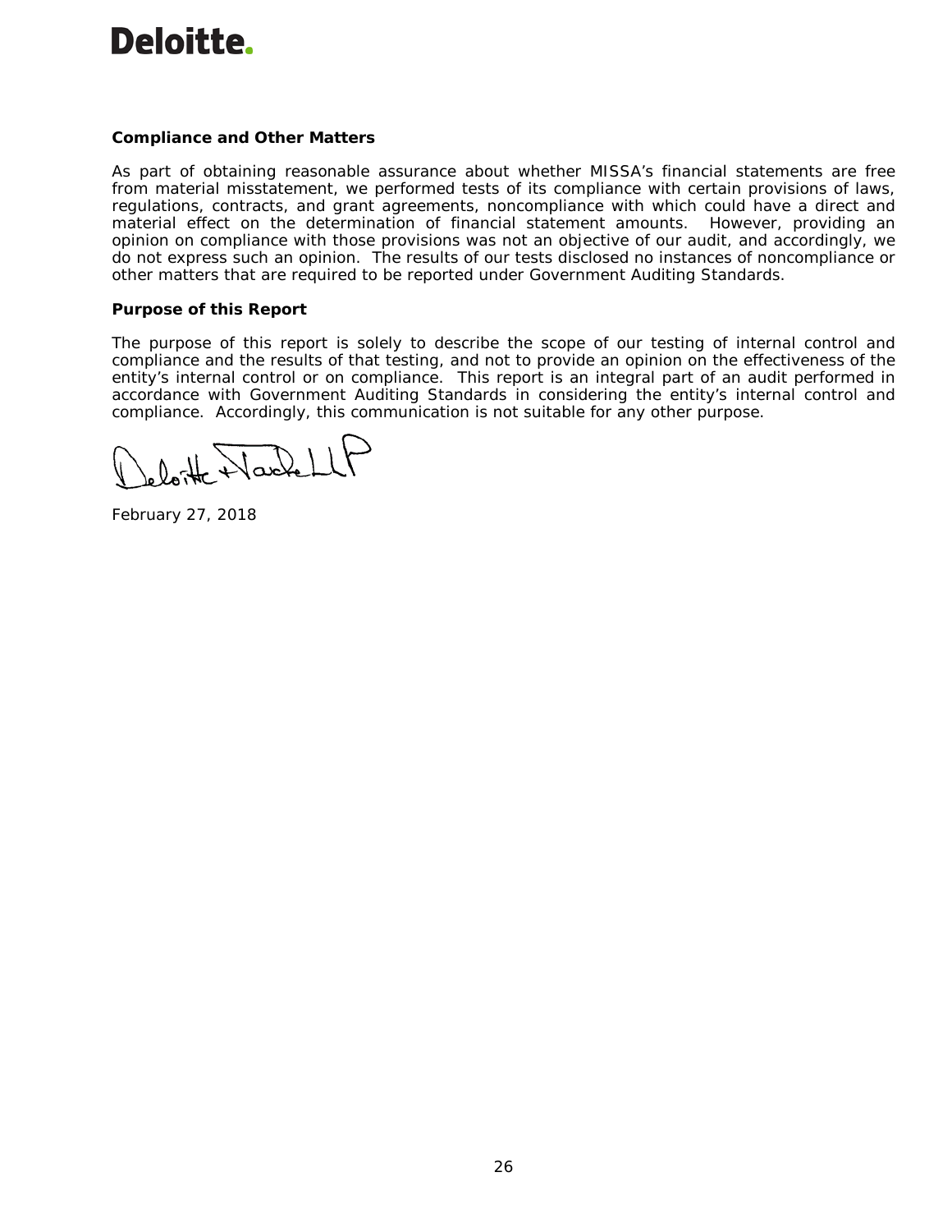Deloitte.

**Compliance and Other Matters**

As part of obtaining reasonable assurance about whether MISSA's financial statements are free from material misstatement, we performed tests of its compliance with certain provisions of laws, regulations, contracts, and grant agreements, noncompliance with which could have a direct and material effect on the determination of financial statement amounts. However, providing an opinion on compliance with those provisions was not an objective of our audit, and accordingly, we do not express such an opinion. The results of our tests disclosed no instances of noncompliance or other matters that are required to be reported under Government Auditing Standards.

**Purpose of this Report**

The purpose of this report is solely to describe the scope of our testing of internal control and compliance and the results of that testing, and not to provide an opinion on the effectiveness of the entity's internal control or on compliance. This report is an integral part of an audit performed in accordance with Government Auditing Standards in considering the entity's internal control and compliance. Accordingly, this communication is not suitable for any other purpose.

Deloitte & Touche LLP

February 27, 2018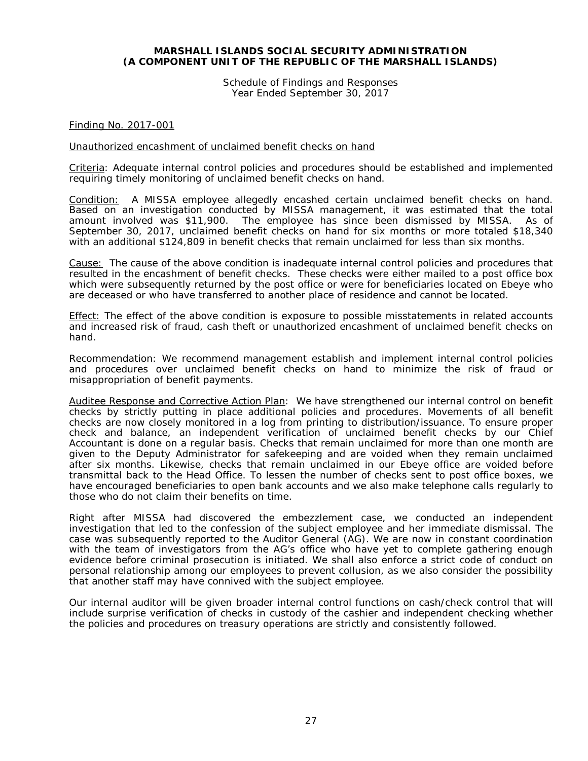**MARSHALL ISLANDS SOCIAL SECURITY ADMINISTRATION**
**(A COMPONENT UNIT OF THE REPUBLIC OF THE MARSHALL ISLANDS)**

Schedule of Findings and Responses
Year Ended September 30, 2017

Finding No. 2017-001

Unauthorized encashment of unclaimed benefit checks on hand

Criteria: Adequate internal control policies and procedures should be established and implemented requiring timely monitoring of unclaimed benefit checks on hand.

Condition: A MISSA employee allegedly encashed certain unclaimed benefit checks on hand. Based on an investigation conducted by MISSA management, it was estimated that the total amount involved was $11,900. The employee has since been dismissed by MISSA. As of September 30, 2017, unclaimed benefit checks on hand for six months or more totaled $18,340 with an additional $124,809 in benefit checks that remain unclaimed for less than six months.

Cause: The cause of the above condition is inadequate internal control policies and procedures that resulted in the encashment of benefit checks. These checks were either mailed to a post office box which were subsequently returned by the post office or were for beneficiaries located on Ebeye who are deceased or who have transferred to another place of residence and cannot be located.

Effect: The effect of the above condition is exposure to possible misstatements in related accounts and increased risk of fraud, cash theft or unauthorized encashment of unclaimed benefit checks on hand.

Recommendation: We recommend management establish and implement internal control policies and procedures over unclaimed benefit checks on hand to minimize the risk of fraud or misappropriation of benefit payments.

Auditee Response and Corrective Action Plan: We have strengthened our internal control on benefit checks by strictly putting in place additional policies and procedures. Movements of all benefit checks are now closely monitored in a log from printing to distribution/issuance. To ensure proper check and balance, an independent verification of unclaimed benefit checks by our Chief Accountant is done on a regular basis. Checks that remain unclaimed for more than one month are given to the Deputy Administrator for safekeeping and are voided when they remain unclaimed after six months. Likewise, checks that remain unclaimed in our Ebeye office are voided before transmittal back to the Head Office. To lessen the number of checks sent to post office boxes, we have encouraged beneficiaries to open bank accounts and we also make telephone calls regularly to those who do not claim their benefits on time.

Right after MISSA had discovered the embezzlement case, we conducted an independent investigation that led to the confession of the subject employee and her immediate dismissal. The case was subsequently reported to the Auditor General (AG). We are now in constant coordination with the team of investigators from the AG's office who have yet to complete gathering enough evidence before criminal prosecution is initiated. We shall also enforce a strict code of conduct on personal relationship among our employees to prevent collusion, as we also consider the possibility that another staff may have connived with the subject employee.

Our internal auditor will be given broader internal control functions on cash/check control that will include surprise verification of checks in custody of the cashier and independent checking whether the policies and procedures on treasury operations are strictly and consistently followed.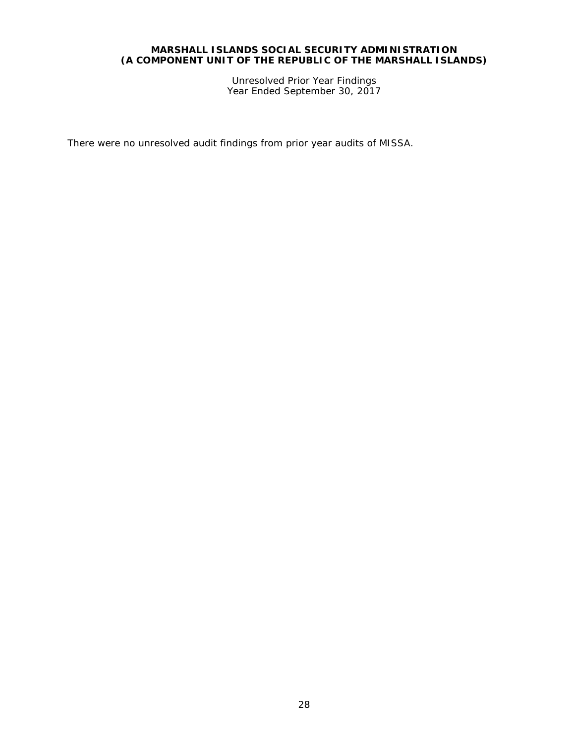**MARSHALL ISLANDS SOCIAL SECURITY ADMINISTRATION**
**(A COMPONENT UNIT OF THE REPUBLIC OF THE MARSHALL ISLANDS)**

Unresolved Prior Year Findings
Year Ended September 30, 2017

There were no unresolved audit findings from prior year audits of MISSA.